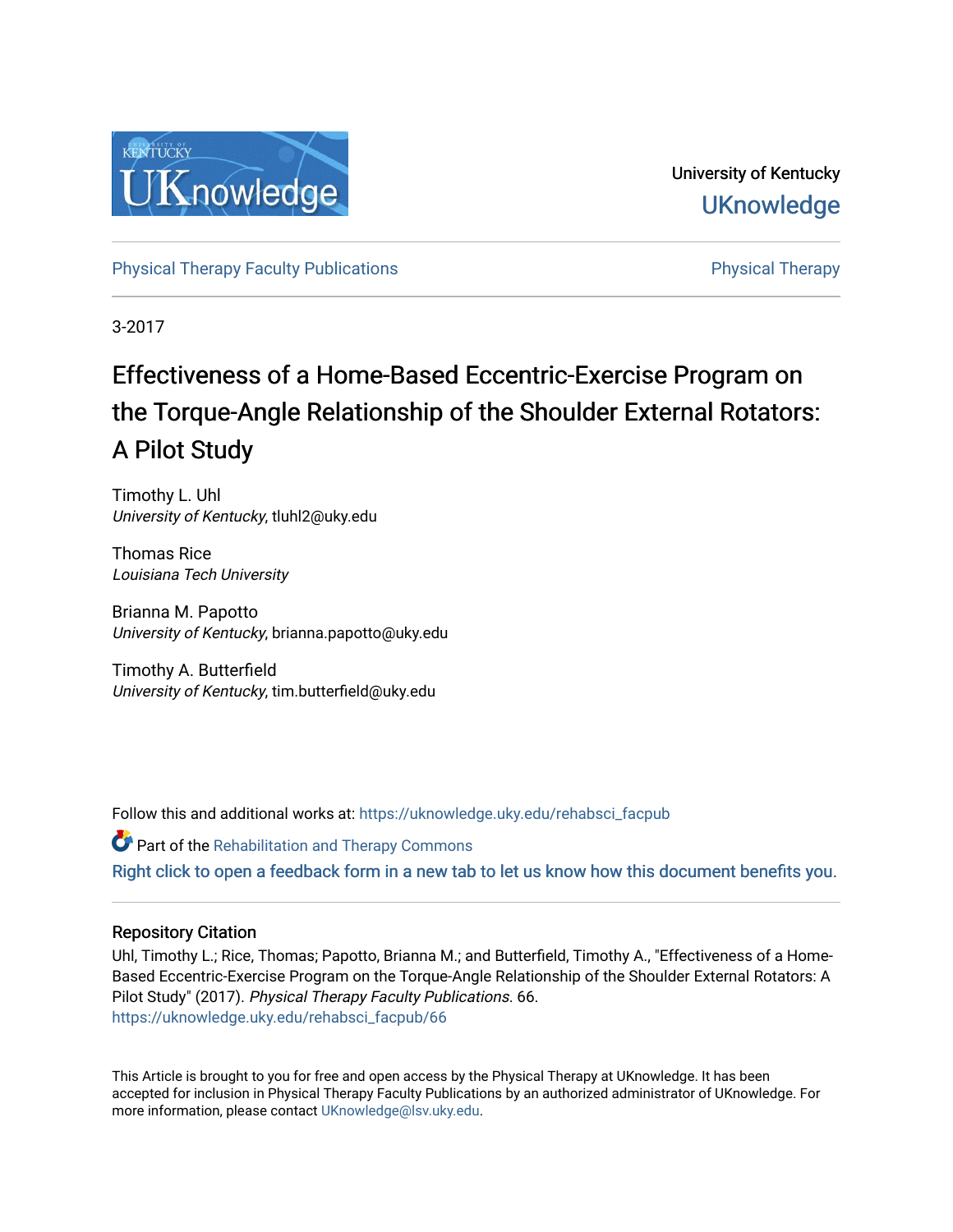University of Kentucky

UKnowledge

Physical Therapy Faculty Publications

Physical Therapy

3-2017

# Effectiveness of a Home-Based Eccentric-Exercise Program on the Torque-Angle Relationship of the Shoulder External Rotators: A Pilot Study

Timothy L. Uhl
*University of Kentucky*, tluhl2@uky.edu

Thomas Rice
*Louisiana Tech University*

Brianna M. Papotto
*University of Kentucky*, brianna.papotto@uky.edu

Timothy A. Butterfield
*University of Kentucky*, tim.butterfield@uky.edu

Follow this and additional works at: https://uknowledge.uky.edu/rehabsci_facpub

Part of the Rehabilitation and Therapy Commons

Right click to open a feedback form in a new tab to let us know how this document benefits you.

## Repository Citation

Uhl, Timothy L.; Rice, Thomas; Papotto, Brianna M.; and Butterfield, Timothy A., "Effectiveness of a Home-Based Eccentric-Exercise Program on the Torque-Angle Relationship of the Shoulder External Rotators: A Pilot Study" (2017). *Physical Therapy Faculty Publications*. 66.
https://uknowledge.uky.edu/rehabsci_facpub/66

This Article is brought to you for free and open access by the Physical Therapy at UKnowledge. It has been accepted for inclusion in Physical Therapy Faculty Publications by an authorized administrator of UKnowledge. For more information, please contact UKnowledge@lsv.uky.edu.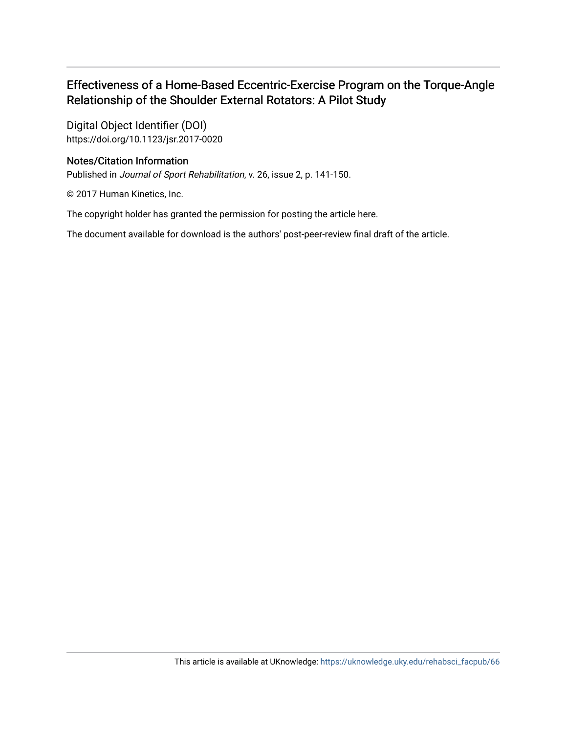# Effectiveness of a Home-Based Eccentric-Exercise Program on the Torque-Angle Relationship of the Shoulder External Rotators: A Pilot Study

Digital Object Identifier (DOI)
https://doi.org/10.1123/jsr.2017-0020

## Notes/Citation Information

Published in *Journal of Sport Rehabilitation*, v. 26, issue 2, p. 141-150.

© 2017 Human Kinetics, Inc.

The copyright holder has granted the permission for posting the article here.

The document available for download is the authors' post-peer-review final draft of the article.

This article is available at UKnowledge: https://uknowledge.uky.edu/rehabsci_facpub/66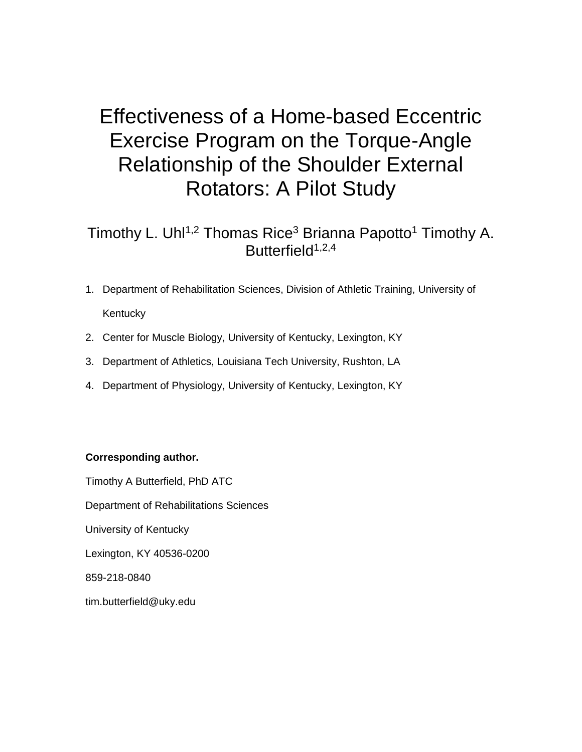# Effectiveness of a Home-based Eccentric Exercise Program on the Torque-Angle Relationship of the Shoulder External Rotators: A Pilot Study

Timothy L. Uhl[1,2] Thomas Rice[3] Brianna Papotto[1] Timothy A. Butterfield[1,2,4]

1. Department of Rehabilitation Sciences, Division of Athletic Training, University of Kentucky
2. Center for Muscle Biology, University of Kentucky, Lexington, KY
3. Department of Athletics, Louisiana Tech University, Rushton, LA
4. Department of Physiology, University of Kentucky, Lexington, KY

**Corresponding author.**

Timothy A Butterfield, PhD ATC

Department of Rehabilitations Sciences

University of Kentucky

Lexington, KY 40536-0200

859-218-0840

tim.butterfield@uky.edu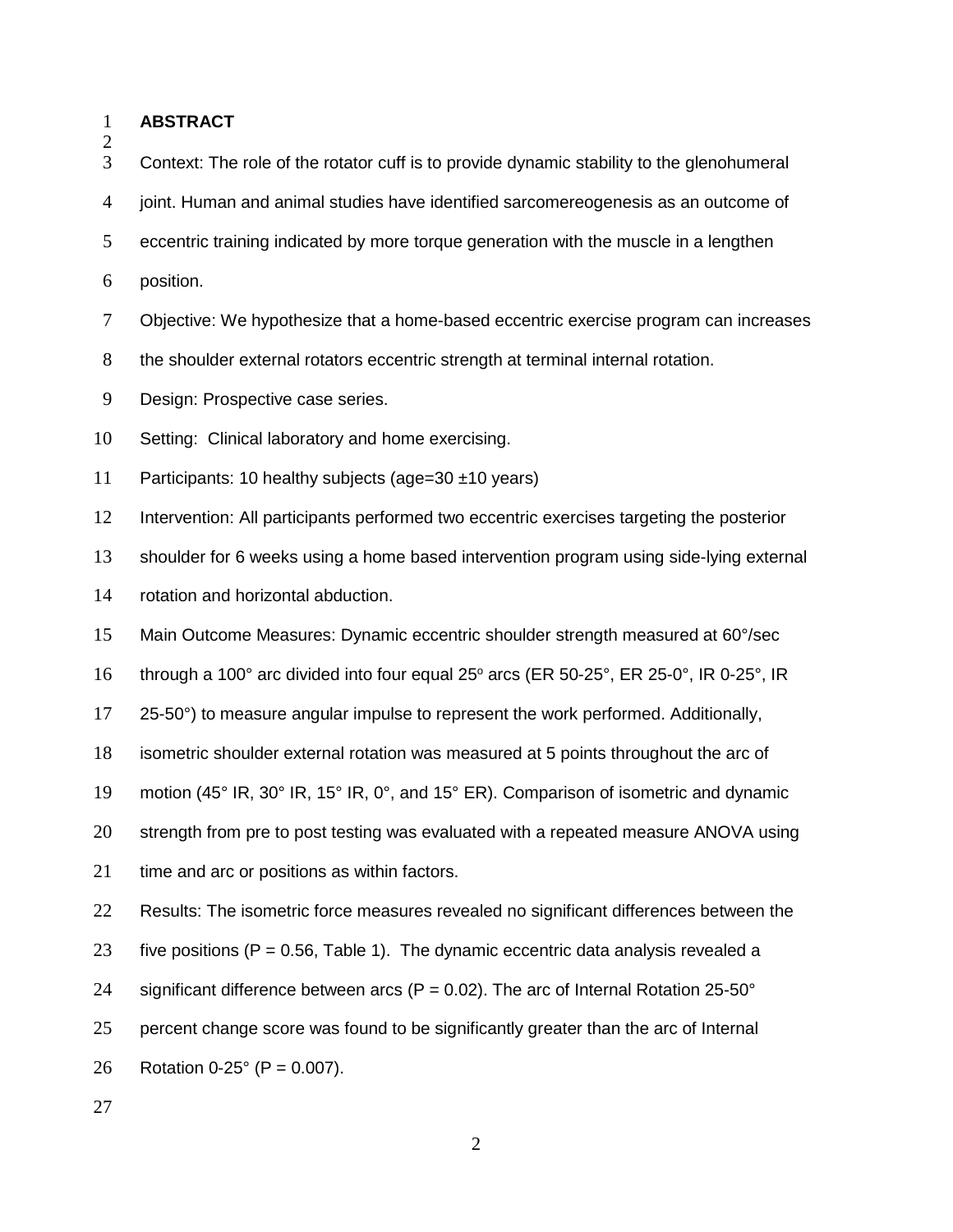**ABSTRACT**

Context: The role of the rotator cuff is to provide dynamic stability to the glenohumeral joint. Human and animal studies have identified sarcomereogenesis as an outcome of eccentric training indicated by more torque generation with the muscle in a lengthen position.

Objective: We hypothesize that a home-based eccentric exercise program can increases the shoulder external rotators eccentric strength at terminal internal rotation.

Design: Prospective case series.

Setting: Clinical laboratory and home exercising.

Participants: 10 healthy subjects (age=30 ±10 years)

Intervention: All participants performed two eccentric exercises targeting the posterior shoulder for 6 weeks using a home based intervention program using side-lying external rotation and horizontal abduction.

Main Outcome Measures: Dynamic eccentric shoulder strength measured at 60°/sec through a 100° arc divided into four equal 25° arcs (ER 50-25°, ER 25-0°, IR 0-25°, IR 25-50°) to measure angular impulse to represent the work performed. Additionally, isometric shoulder external rotation was measured at 5 points throughout the arc of motion (45° IR, 30° IR, 15° IR, 0°, and 15° ER). Comparison of isometric and dynamic strength from pre to post testing was evaluated with a repeated measure ANOVA using time and arc or positions as within factors.

Results: The isometric force measures revealed no significant differences between the five positions ($P = 0.56$, Table 1). The dynamic eccentric data analysis revealed a significant difference between arcs ($P = 0.02$). The arc of Internal Rotation 25-50° percent change score was found to be significantly greater than the arc of Internal Rotation 0-25° ($P = 0.007$).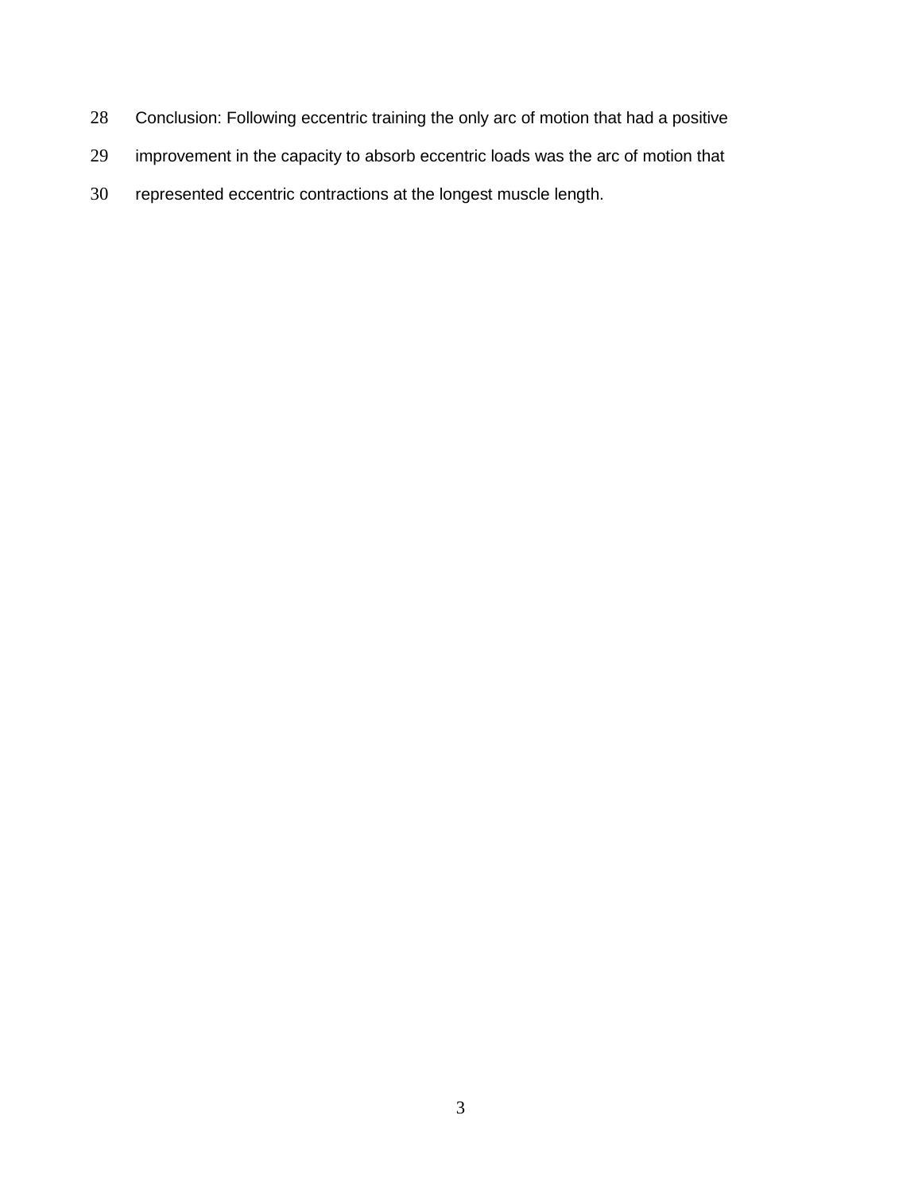Conclusion: Following eccentric training the only arc of motion that had a positive improvement in the capacity to absorb eccentric loads was the arc of motion that represented eccentric contractions at the longest muscle length.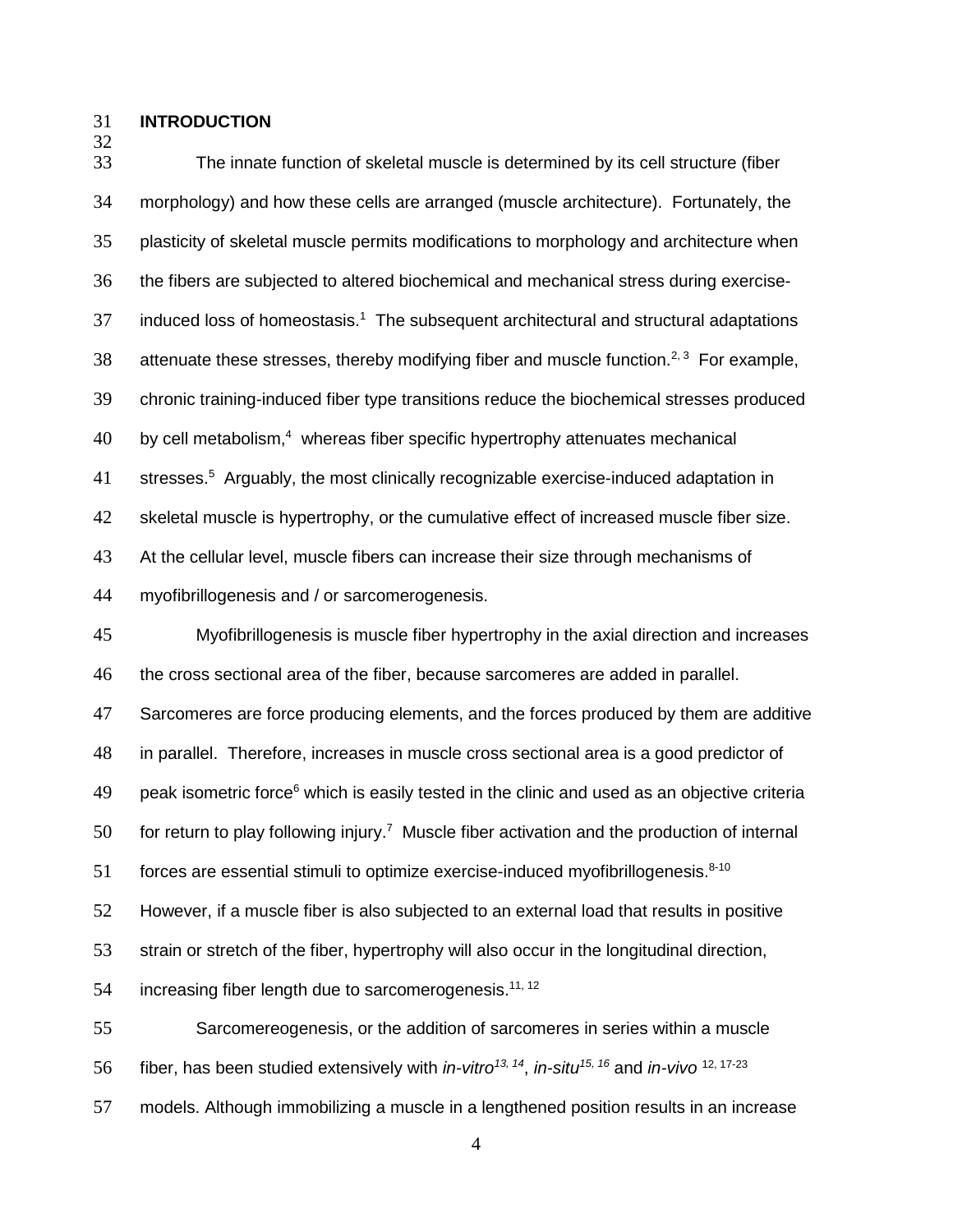## INTRODUCTION

The innate function of skeletal muscle is determined by its cell structure (fiber morphology) and how these cells are arranged (muscle architecture). Fortunately, the plasticity of skeletal muscle permits modifications to morphology and architecture when the fibers are subjected to altered biochemical and mechanical stress during exercise-induced loss of homeostasis.[1] The subsequent architectural and structural adaptations attenuate these stresses, thereby modifying fiber and muscle function.[2, 3] For example, chronic training-induced fiber type transitions reduce the biochemical stresses produced by cell metabolism,[4] whereas fiber specific hypertrophy attenuates mechanical stresses.[5] Arguably, the most clinically recognizable exercise-induced adaptation in skeletal muscle is hypertrophy, or the cumulative effect of increased muscle fiber size. At the cellular level, muscle fibers can increase their size through mechanisms of myofibrillogenesis and / or sarcomerogenesis.

Myofibrillogenesis is muscle fiber hypertrophy in the axial direction and increases the cross sectional area of the fiber, because sarcomeres are added in parallel. Sarcomeres are force producing elements, and the forces produced by them are additive in parallel. Therefore, increases in muscle cross sectional area is a good predictor of peak isometric force[6] which is easily tested in the clinic and used as an objective criteria for return to play following injury.[7] Muscle fiber activation and the production of internal forces are essential stimuli to optimize exercise-induced myofibrillogenesis.[8-10] However, if a muscle fiber is also subjected to an external load that results in positive strain or stretch of the fiber, hypertrophy will also occur in the longitudinal direction, increasing fiber length due to sarcomerogenesis.[11, 12]

Sarcomereogenesis, or the addition of sarcomeres in series within a muscle fiber, has been studied extensively with *in-vitro*[13, 14], *in-situ*[15, 16] and *in-vivo* [12, 17-23] models. Although immobilizing a muscle in a lengthened position results in an increase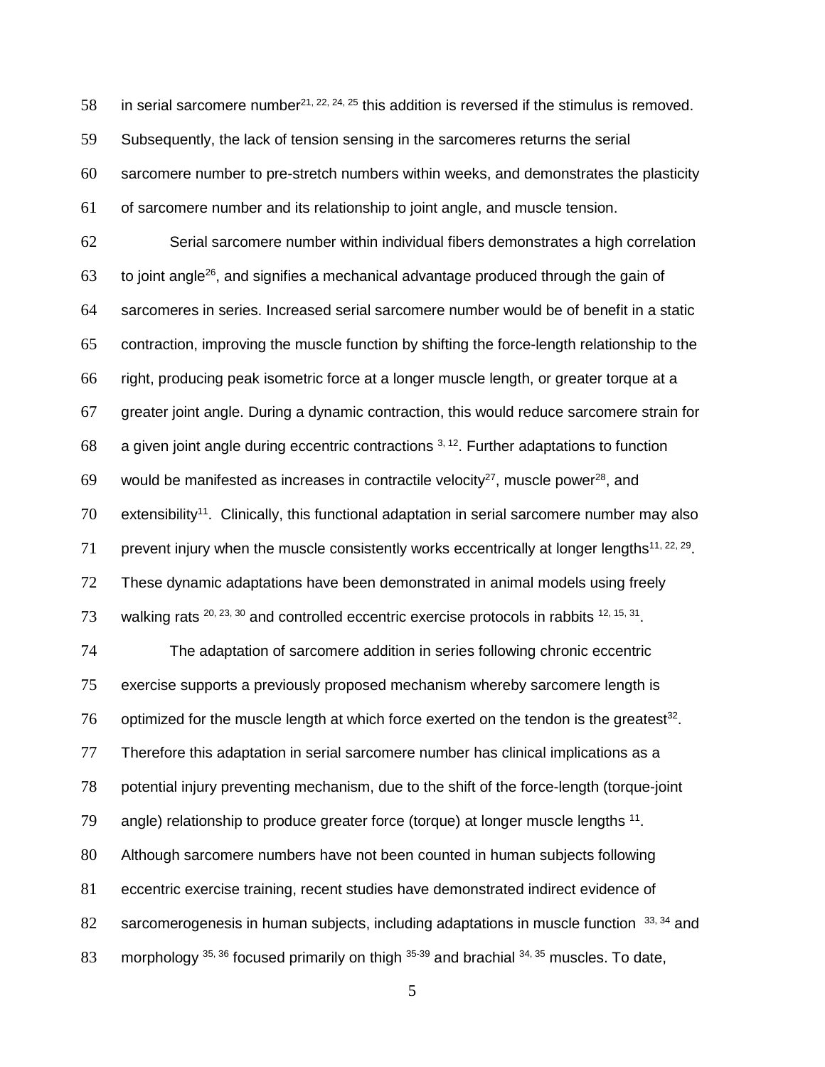in serial sarcomere number[21, 22, 24, 25] this addition is reversed if the stimulus is removed. Subsequently, the lack of tension sensing in the sarcomeres returns the serial sarcomere number to pre-stretch numbers within weeks, and demonstrates the plasticity of sarcomere number and its relationship to joint angle, and muscle tension.

Serial sarcomere number within individual fibers demonstrates a high correlation to joint angle[26], and signifies a mechanical advantage produced through the gain of sarcomeres in series. Increased serial sarcomere number would be of benefit in a static contraction, improving the muscle function by shifting the force-length relationship to the right, producing peak isometric force at a longer muscle length, or greater torque at a greater joint angle. During a dynamic contraction, this would reduce sarcomere strain for a given joint angle during eccentric contractions [3, 12]. Further adaptations to function would be manifested as increases in contractile velocity[27], muscle power[28], and extensibility[11]. Clinically, this functional adaptation in serial sarcomere number may also prevent injury when the muscle consistently works eccentrically at longer lengths[11, 22, 29]. These dynamic adaptations have been demonstrated in animal models using freely walking rats [20, 23, 30] and controlled eccentric exercise protocols in rabbits [12, 15, 31].

The adaptation of sarcomere addition in series following chronic eccentric exercise supports a previously proposed mechanism whereby sarcomere length is optimized for the muscle length at which force exerted on the tendon is the greatest[32]. Therefore this adaptation in serial sarcomere number has clinical implications as a potential injury preventing mechanism, due to the shift of the force-length (torque-joint angle) relationship to produce greater force (torque) at longer muscle lengths [11]. Although sarcomere numbers have not been counted in human subjects following eccentric exercise training, recent studies have demonstrated indirect evidence of sarcomerogenesis in human subjects, including adaptations in muscle function [33, 34] and morphology [35, 36] focused primarily on thigh [35-39] and brachial [34, 35] muscles. To date,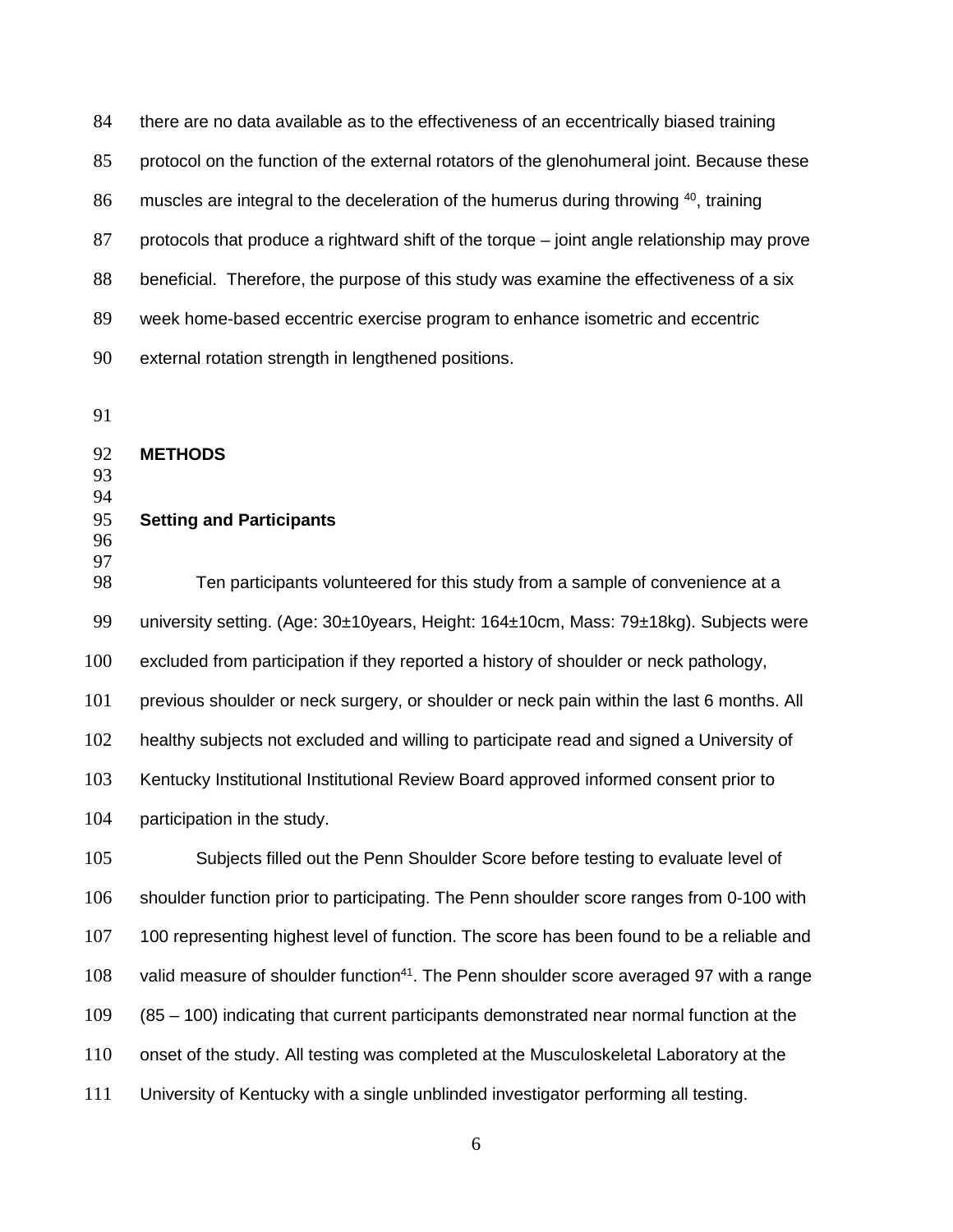there are no data available as to the effectiveness of an eccentrically biased training protocol on the function of the external rotators of the glenohumeral joint. Because these muscles are integral to the deceleration of the humerus during throwing [40], training protocols that produce a rightward shift of the torque – joint angle relationship may prove beneficial. Therefore, the purpose of this study was examine the effectiveness of a six week home-based eccentric exercise program to enhance isometric and eccentric external rotation strength in lengthened positions.

## METHODS

### Setting and Participants

Ten participants volunteered for this study from a sample of convenience at a university setting. (Age: 30±10years, Height: 164±10cm, Mass: 79±18kg). Subjects were excluded from participation if they reported a history of shoulder or neck pathology, previous shoulder or neck surgery, or shoulder or neck pain within the last 6 months. All healthy subjects not excluded and willing to participate read and signed a University of Kentucky Institutional Institutional Review Board approved informed consent prior to participation in the study.

Subjects filled out the Penn Shoulder Score before testing to evaluate level of shoulder function prior to participating. The Penn shoulder score ranges from 0-100 with 100 representing highest level of function. The score has been found to be a reliable and valid measure of shoulder function[41]. The Penn shoulder score averaged 97 with a range (85 – 100) indicating that current participants demonstrated near normal function at the onset of the study. All testing was completed at the Musculoskeletal Laboratory at the University of Kentucky with a single unblinded investigator performing all testing.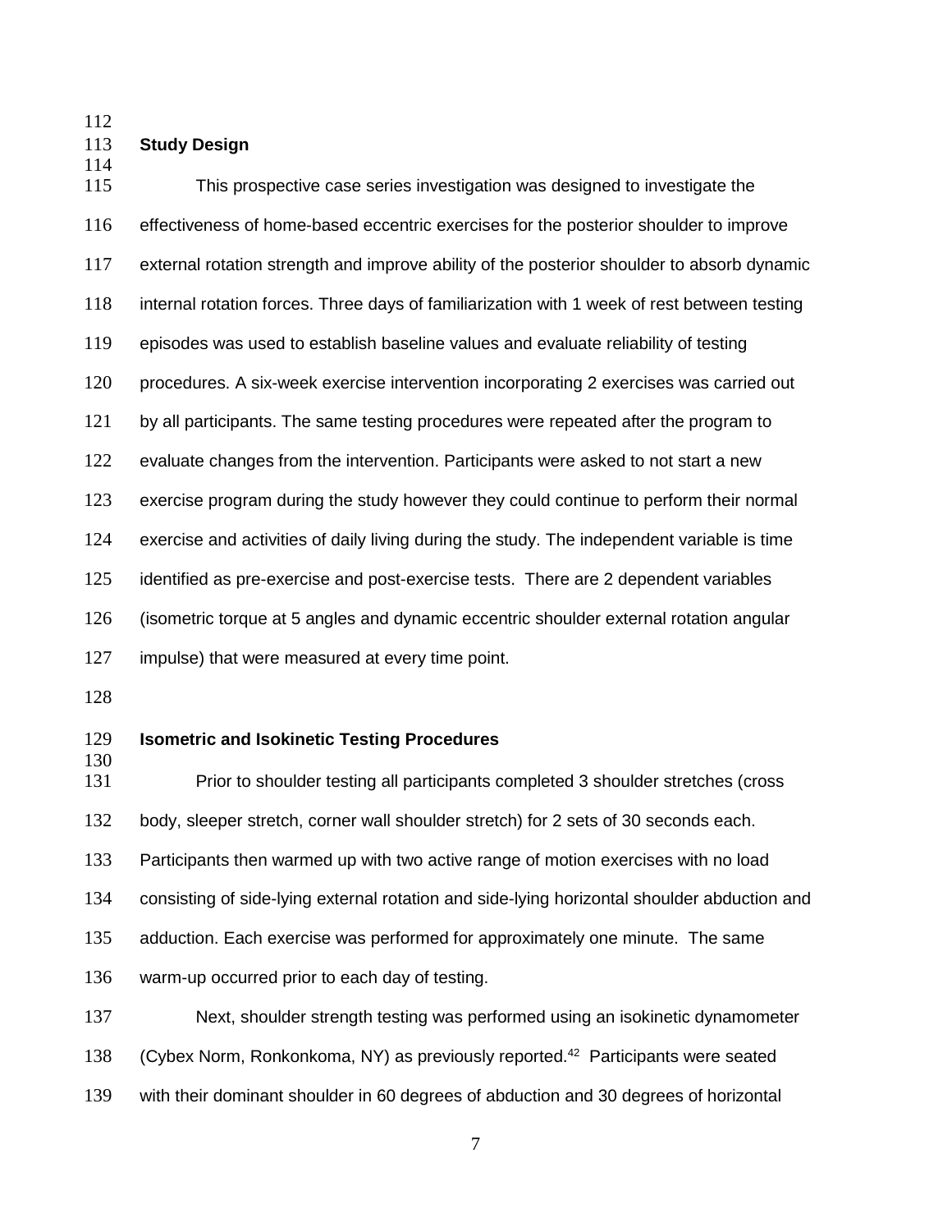## Study Design

This prospective case series investigation was designed to investigate the effectiveness of home-based eccentric exercises for the posterior shoulder to improve external rotation strength and improve ability of the posterior shoulder to absorb dynamic internal rotation forces. Three days of familiarization with 1 week of rest between testing episodes was used to establish baseline values and evaluate reliability of testing procedures. A six-week exercise intervention incorporating 2 exercises was carried out by all participants. The same testing procedures were repeated after the program to evaluate changes from the intervention. Participants were asked to not start a new exercise program during the study however they could continue to perform their normal exercise and activities of daily living during the study. The independent variable is time identified as pre-exercise and post-exercise tests. There are 2 dependent variables (isometric torque at 5 angles and dynamic eccentric shoulder external rotation angular impulse) that were measured at every time point.

## Isometric and Isokinetic Testing Procedures

Prior to shoulder testing all participants completed 3 shoulder stretches (cross body, sleeper stretch, corner wall shoulder stretch) for 2 sets of 30 seconds each. Participants then warmed up with two active range of motion exercises with no load consisting of side-lying external rotation and side-lying horizontal shoulder abduction and adduction. Each exercise was performed for approximately one minute. The same warm-up occurred prior to each day of testing.

Next, shoulder strength testing was performed using an isokinetic dynamometer (Cybex Norm, Ronkonkoma, NY) as previously reported.[42] Participants were seated with their dominant shoulder in 60 degrees of abduction and 30 degrees of horizontal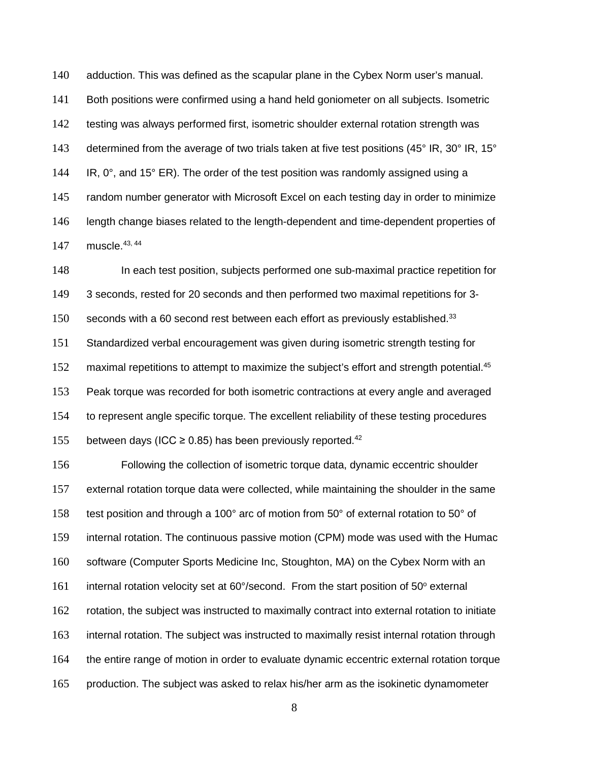adduction. This was defined as the scapular plane in the Cybex Norm user's manual. Both positions were confirmed using a hand held goniometer on all subjects. Isometric testing was always performed first, isometric shoulder external rotation strength was determined from the average of two trials taken at five test positions (45° IR, 30° IR, 15° IR, 0°, and 15° ER). The order of the test position was randomly assigned using a random number generator with Microsoft Excel on each testing day in order to minimize length change biases related to the length-dependent and time-dependent properties of muscle.[43, 44]

In each test position, subjects performed one sub-maximal practice repetition for 3 seconds, rested for 20 seconds and then performed two maximal repetitions for 3-seconds with a 60 second rest between each effort as previously established.[33] Standardized verbal encouragement was given during isometric strength testing for maximal repetitions to attempt to maximize the subject's effort and strength potential.[45] Peak torque was recorded for both isometric contractions at every angle and averaged to represent angle specific torque. The excellent reliability of these testing procedures between days (ICC ≥ 0.85) has been previously reported.[42]

Following the collection of isometric torque data, dynamic eccentric shoulder external rotation torque data were collected, while maintaining the shoulder in the same test position and through a 100° arc of motion from 50° of external rotation to 50° of internal rotation. The continuous passive motion (CPM) mode was used with the Humac software (Computer Sports Medicine Inc, Stoughton, MA) on the Cybex Norm with an internal rotation velocity set at 60°/second. From the start position of 50° external rotation, the subject was instructed to maximally contract into external rotation to initiate internal rotation. The subject was instructed to maximally resist internal rotation through the entire range of motion in order to evaluate dynamic eccentric external rotation torque production. The subject was asked to relax his/her arm as the isokinetic dynamometer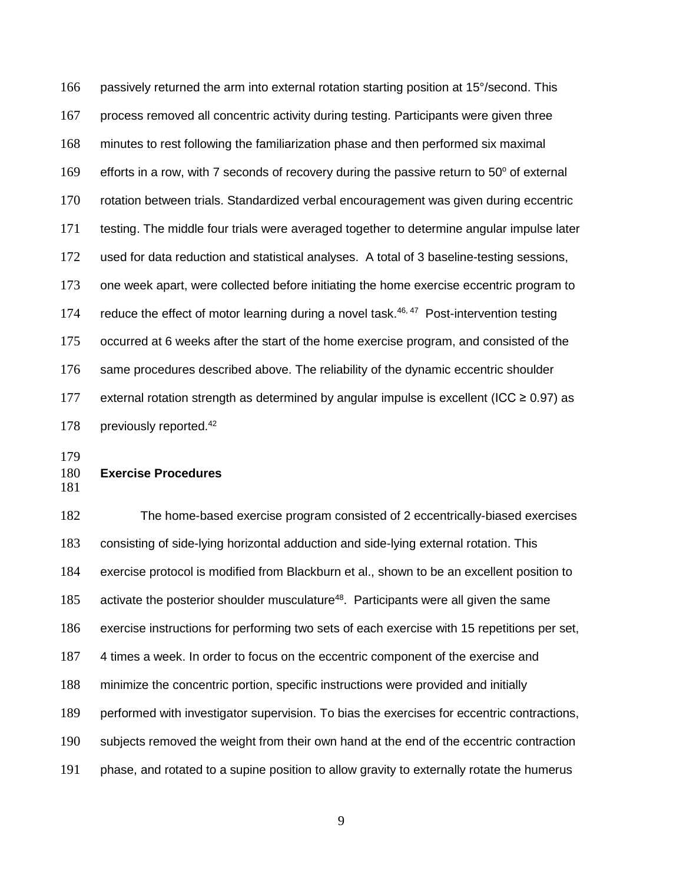passively returned the arm into external rotation starting position at 15°/second. This process removed all concentric activity during testing. Participants were given three minutes to rest following the familiarization phase and then performed six maximal efforts in a row, with 7 seconds of recovery during the passive return to 50º of external rotation between trials. Standardized verbal encouragement was given during eccentric testing. The middle four trials were averaged together to determine angular impulse later used for data reduction and statistical analyses. A total of 3 baseline-testing sessions, one week apart, were collected before initiating the home exercise eccentric program to reduce the effect of motor learning during a novel task.[46, 47] Post-intervention testing occurred at 6 weeks after the start of the home exercise program, and consisted of the same procedures described above. The reliability of the dynamic eccentric shoulder external rotation strength as determined by angular impulse is excellent (ICC ≥ 0.97) as previously reported.[42]

**Exercise Procedures**

The home-based exercise program consisted of 2 eccentrically-biased exercises consisting of side-lying horizontal adduction and side-lying external rotation. This exercise protocol is modified from Blackburn et al., shown to be an excellent position to activate the posterior shoulder musculature[48]. Participants were all given the same exercise instructions for performing two sets of each exercise with 15 repetitions per set, 4 times a week. In order to focus on the eccentric component of the exercise and minimize the concentric portion, specific instructions were provided and initially performed with investigator supervision. To bias the exercises for eccentric contractions, subjects removed the weight from their own hand at the end of the eccentric contraction phase, and rotated to a supine position to allow gravity to externally rotate the humerus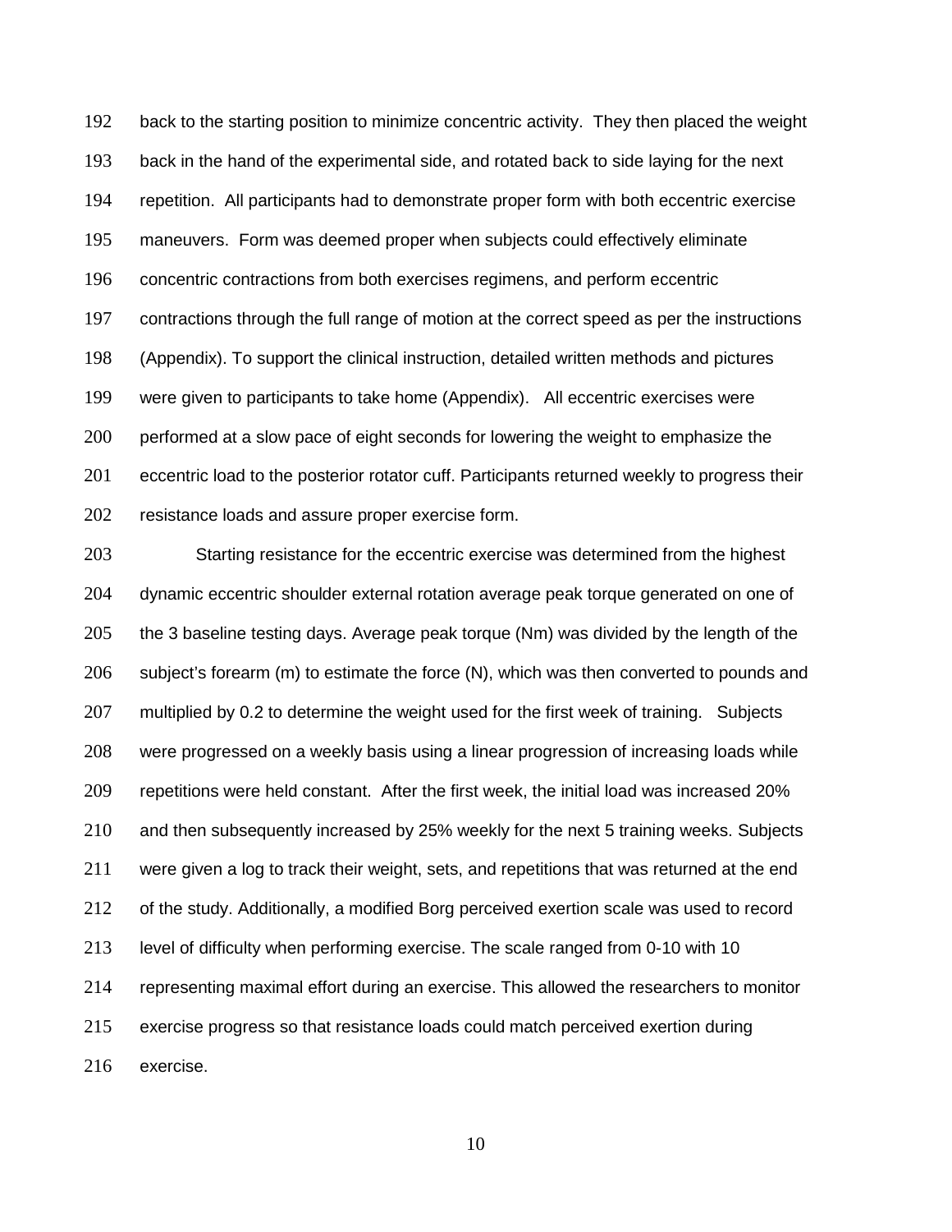back to the starting position to minimize concentric activity. They then placed the weight back in the hand of the experimental side, and rotated back to side laying for the next repetition. All participants had to demonstrate proper form with both eccentric exercise maneuvers. Form was deemed proper when subjects could effectively eliminate concentric contractions from both exercises regimens, and perform eccentric contractions through the full range of motion at the correct speed as per the instructions (Appendix). To support the clinical instruction, detailed written methods and pictures were given to participants to take home (Appendix). All eccentric exercises were performed at a slow pace of eight seconds for lowering the weight to emphasize the eccentric load to the posterior rotator cuff. Participants returned weekly to progress their resistance loads and assure proper exercise form.

Starting resistance for the eccentric exercise was determined from the highest dynamic eccentric shoulder external rotation average peak torque generated on one of the 3 baseline testing days. Average peak torque (Nm) was divided by the length of the subject's forearm (m) to estimate the force (N), which was then converted to pounds and multiplied by 0.2 to determine the weight used for the first week of training. Subjects were progressed on a weekly basis using a linear progression of increasing loads while repetitions were held constant. After the first week, the initial load was increased 20% and then subsequently increased by 25% weekly for the next 5 training weeks. Subjects were given a log to track their weight, sets, and repetitions that was returned at the end of the study. Additionally, a modified Borg perceived exertion scale was used to record level of difficulty when performing exercise. The scale ranged from 0-10 with 10 representing maximal effort during an exercise. This allowed the researchers to monitor exercise progress so that resistance loads could match perceived exertion during exercise.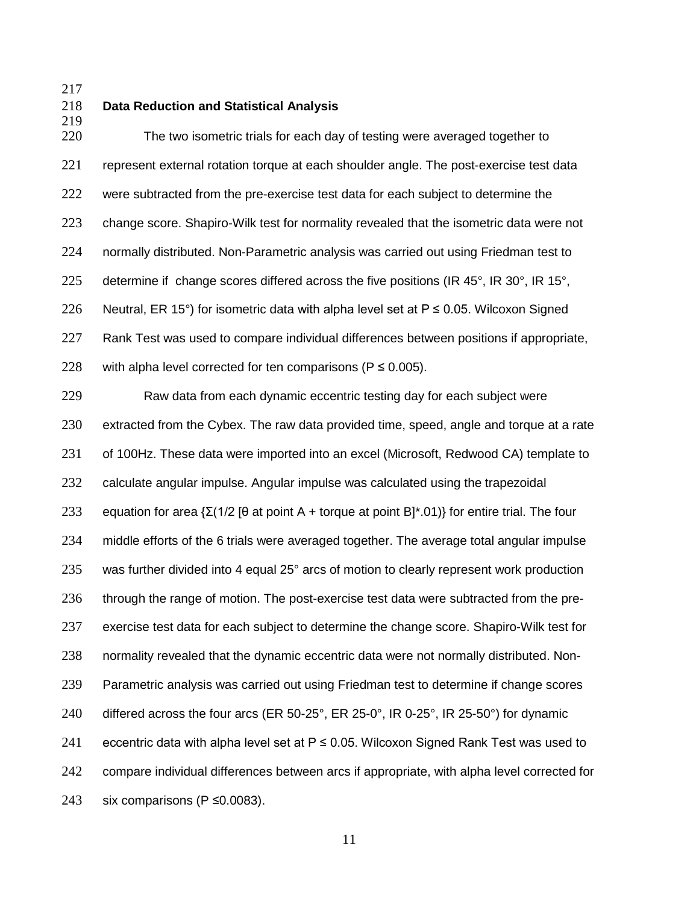### Data Reduction and Statistical Analysis

The two isometric trials for each day of testing were averaged together to represent external rotation torque at each shoulder angle. The post-exercise test data were subtracted from the pre-exercise test data for each subject to determine the change score. Shapiro-Wilk test for normality revealed that the isometric data were not normally distributed. Non-Parametric analysis was carried out using Friedman test to determine if change scores differed across the five positions (IR 45°, IR 30°, IR 15°, Neutral, ER 15°) for isometric data with alpha level set at $P \leq 0.05$. Wilcoxon Signed Rank Test was used to compare individual differences between positions if appropriate, with alpha level corrected for ten comparisons ($P \leq 0.005$).

Raw data from each dynamic eccentric testing day for each subject were extracted from the Cybex. The raw data provided time, speed, angle and torque at a rate of 100Hz. These data were imported into an excel (Microsoft, Redwood CA) template to calculate angular impulse. Angular impulse was calculated using the trapezoidal equation for area $\{\Sigma(1/2\ [\theta \text{ at point A} + \text{torque at point B}]*.01)\}$ for entire trial. The four middle efforts of the 6 trials were averaged together. The average total angular impulse was further divided into 4 equal 25° arcs of motion to clearly represent work production through the range of motion. The post-exercise test data were subtracted from the pre-exercise test data for each subject to determine the change score. Shapiro-Wilk test for normality revealed that the dynamic eccentric data were not normally distributed. Non-Parametric analysis was carried out using Friedman test to determine if change scores differed across the four arcs (ER 50-25°, ER 25-0°, IR 0-25°, IR 25-50°) for dynamic eccentric data with alpha level set at $P \leq 0.05$. Wilcoxon Signed Rank Test was used to compare individual differences between arcs if appropriate, with alpha level corrected for six comparisons ($P \leq 0.0083$).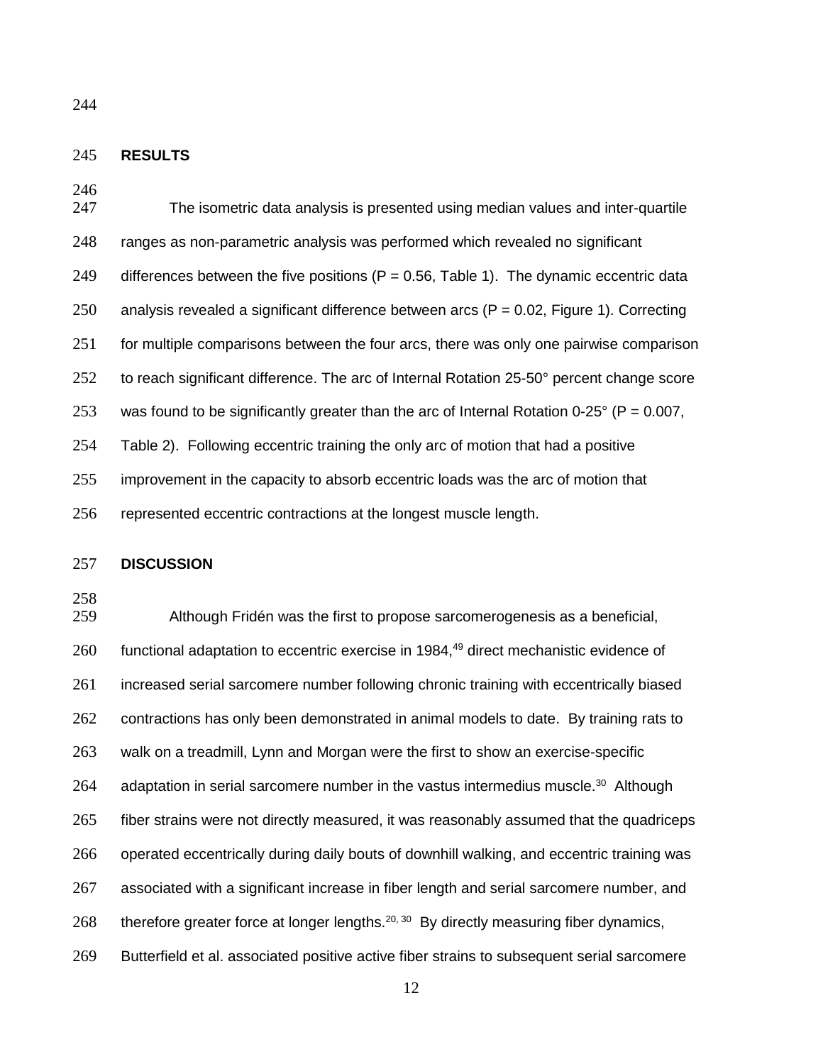## RESULTS

The isometric data analysis is presented using median values and inter-quartile ranges as non-parametric analysis was performed which revealed no significant differences between the five positions ($P = 0.56$, Table 1). The dynamic eccentric data analysis revealed a significant difference between arcs ($P = 0.02$, Figure 1). Correcting for multiple comparisons between the four arcs, there was only one pairwise comparison to reach significant difference. The arc of Internal Rotation 25-50° percent change score was found to be significantly greater than the arc of Internal Rotation 0-25° ($P = 0.007$, Table 2). Following eccentric training the only arc of motion that had a positive improvement in the capacity to absorb eccentric loads was the arc of motion that represented eccentric contractions at the longest muscle length.

## DISCUSSION

Although Fridén was the first to propose sarcomerogenesis as a beneficial, functional adaptation to eccentric exercise in 1984,[49] direct mechanistic evidence of increased serial sarcomere number following chronic training with eccentrically biased contractions has only been demonstrated in animal models to date. By training rats to walk on a treadmill, Lynn and Morgan were the first to show an exercise-specific adaptation in serial sarcomere number in the vastus intermedius muscle.[30] Although fiber strains were not directly measured, it was reasonably assumed that the quadriceps operated eccentrically during daily bouts of downhill walking, and eccentric training was associated with a significant increase in fiber length and serial sarcomere number, and therefore greater force at longer lengths.[20, 30] By directly measuring fiber dynamics, Butterfield et al. associated positive active fiber strains to subsequent serial sarcomere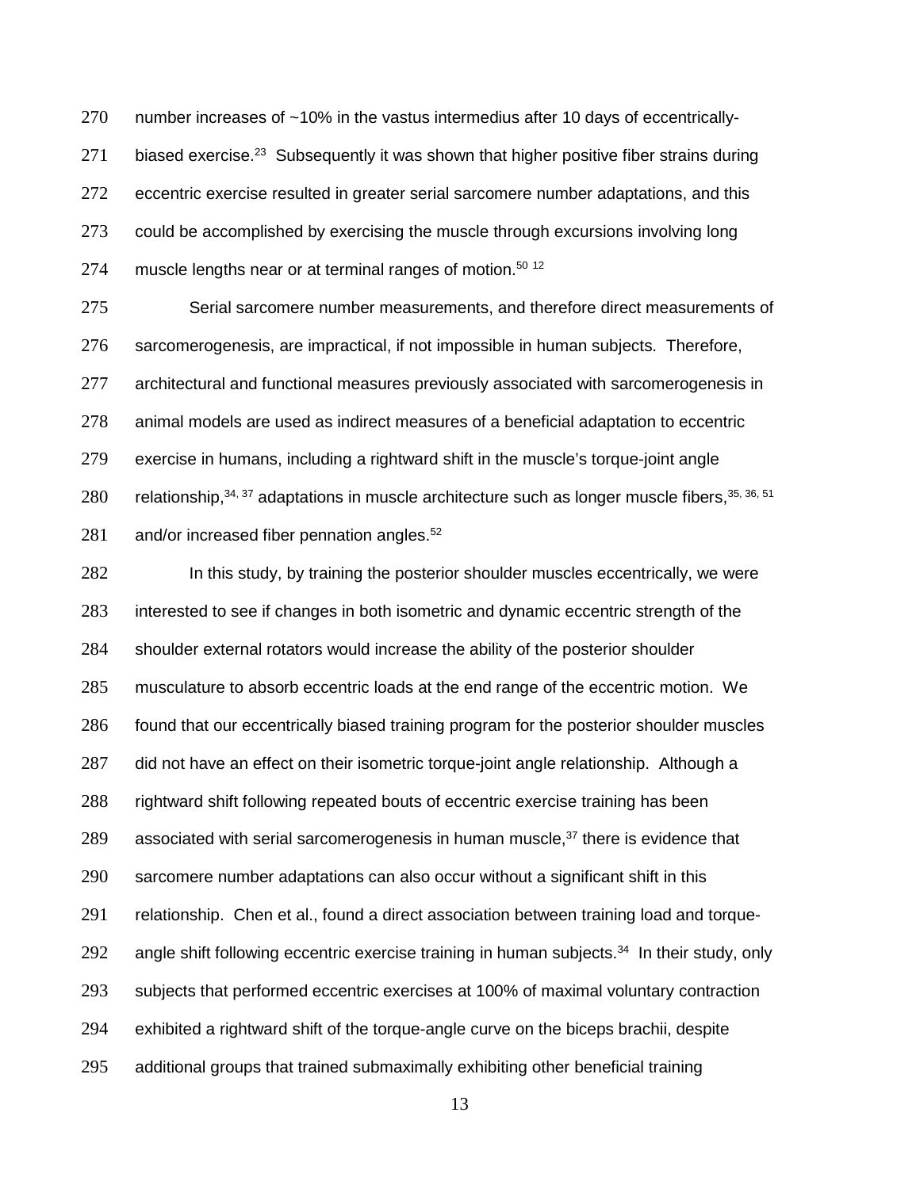number increases of ~10% in the vastus intermedius after 10 days of eccentrically-biased exercise.[23] Subsequently it was shown that higher positive fiber strains during eccentric exercise resulted in greater serial sarcomere number adaptations, and this could be accomplished by exercising the muscle through excursions involving long muscle lengths near or at terminal ranges of motion.[50] [12]

Serial sarcomere number measurements, and therefore direct measurements of sarcomerogenesis, are impractical, if not impossible in human subjects. Therefore, architectural and functional measures previously associated with sarcomerogenesis in animal models are used as indirect measures of a beneficial adaptation to eccentric exercise in humans, including a rightward shift in the muscle's torque-joint angle relationship,[34, 37] adaptations in muscle architecture such as longer muscle fibers,[35, 36, 51] and/or increased fiber pennation angles.[52]

In this study, by training the posterior shoulder muscles eccentrically, we were interested to see if changes in both isometric and dynamic eccentric strength of the shoulder external rotators would increase the ability of the posterior shoulder musculature to absorb eccentric loads at the end range of the eccentric motion. We found that our eccentrically biased training program for the posterior shoulder muscles did not have an effect on their isometric torque-joint angle relationship. Although a rightward shift following repeated bouts of eccentric exercise training has been associated with serial sarcomerogenesis in human muscle,[37] there is evidence that sarcomere number adaptations can also occur without a significant shift in this relationship. Chen et al., found a direct association between training load and torque-angle shift following eccentric exercise training in human subjects.[34] In their study, only subjects that performed eccentric exercises at 100% of maximal voluntary contraction exhibited a rightward shift of the torque-angle curve on the biceps brachii, despite additional groups that trained submaximally exhibiting other beneficial training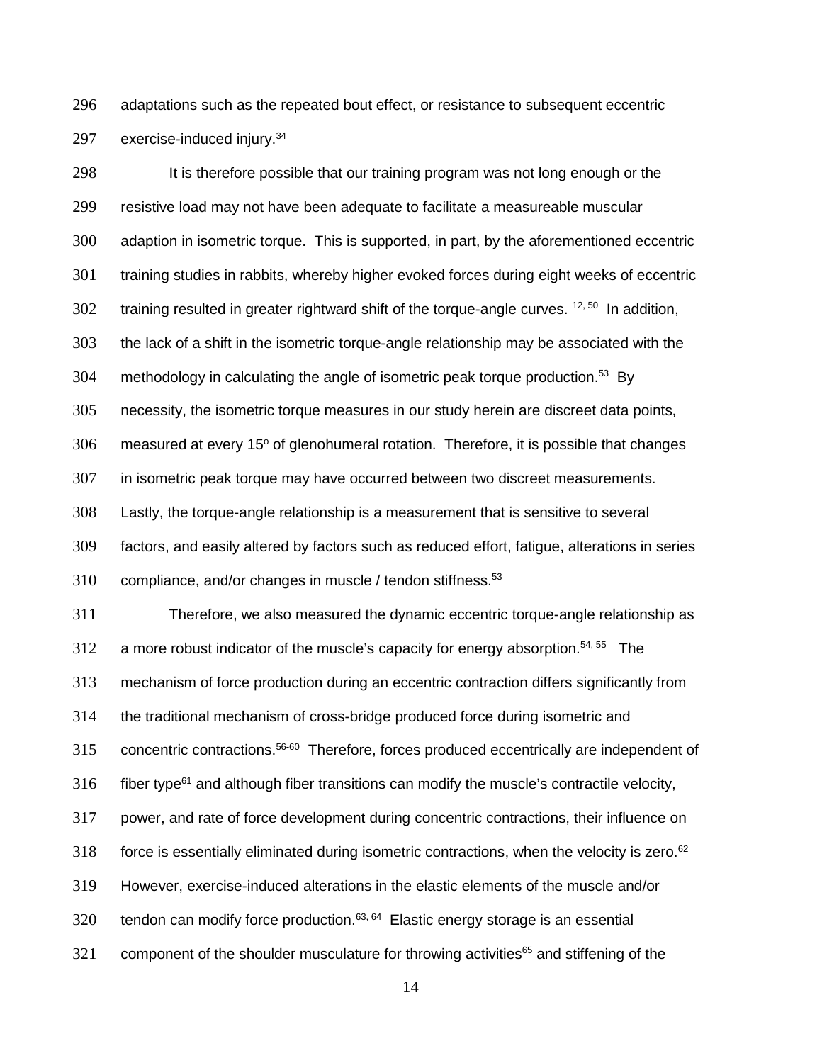adaptations such as the repeated bout effect, or resistance to subsequent eccentric exercise-induced injury.[34]

It is therefore possible that our training program was not long enough or the resistive load may not have been adequate to facilitate a measureable muscular adaption in isometric torque. This is supported, in part, by the aforementioned eccentric training studies in rabbits, whereby higher evoked forces during eight weeks of eccentric training resulted in greater rightward shift of the torque-angle curves. [12, 50] In addition, the lack of a shift in the isometric torque-angle relationship may be associated with the methodology in calculating the angle of isometric peak torque production.[53] By necessity, the isometric torque measures in our study herein are discreet data points, measured at every 15$^{o}$ of glenohumeral rotation. Therefore, it is possible that changes in isometric peak torque may have occurred between two discreet measurements. Lastly, the torque-angle relationship is a measurement that is sensitive to several factors, and easily altered by factors such as reduced effort, fatigue, alterations in series compliance, and/or changes in muscle / tendon stiffness.[53]

Therefore, we also measured the dynamic eccentric torque-angle relationship as a more robust indicator of the muscle's capacity for energy absorption.[54, 55] The mechanism of force production during an eccentric contraction differs significantly from the traditional mechanism of cross-bridge produced force during isometric and concentric contractions.[56-60] Therefore, forces produced eccentrically are independent of fiber type[61] and although fiber transitions can modify the muscle's contractile velocity, power, and rate of force development during concentric contractions, their influence on force is essentially eliminated during isometric contractions, when the velocity is zero.[62] However, exercise-induced alterations in the elastic elements of the muscle and/or tendon can modify force production.[63, 64] Elastic energy storage is an essential component of the shoulder musculature for throwing activities[65] and stiffening of the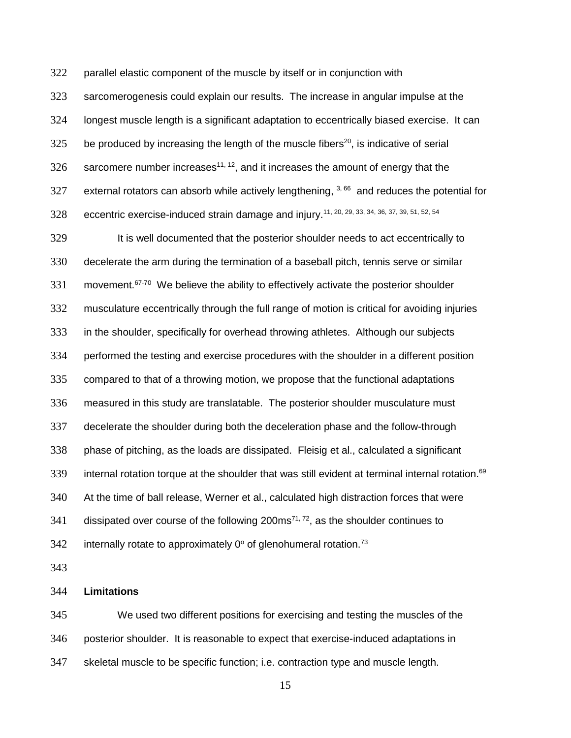parallel elastic component of the muscle by itself or in conjunction with sarcomerogenesis could explain our results. The increase in angular impulse at the longest muscle length is a significant adaptation to eccentrically biased exercise. It can be produced by increasing the length of the muscle fibers[20], is indicative of serial sarcomere number increases[11, 12], and it increases the amount of energy that the external rotators can absorb while actively lengthening, [3, 66] and reduces the potential for eccentric exercise-induced strain damage and injury.[11, 20, 29, 33, 34, 36, 37, 39, 51, 52, 54]

It is well documented that the posterior shoulder needs to act eccentrically to decelerate the arm during the termination of a baseball pitch, tennis serve or similar movement.[67-70] We believe the ability to effectively activate the posterior shoulder musculature eccentrically through the full range of motion is critical for avoiding injuries in the shoulder, specifically for overhead throwing athletes. Although our subjects performed the testing and exercise procedures with the shoulder in a different position compared to that of a throwing motion, we propose that the functional adaptations measured in this study are translatable. The posterior shoulder musculature must decelerate the shoulder during both the deceleration phase and the follow-through phase of pitching, as the loads are dissipated. Fleisig et al., calculated a significant internal rotation torque at the shoulder that was still evident at terminal internal rotation.[69] At the time of ball release, Werner et al., calculated high distraction forces that were dissipated over course of the following 200ms[71, 72], as the shoulder continues to internally rotate to approximately $0^{o}$ of glenohumeral rotation.[73]

**Limitations**

We used two different positions for exercising and testing the muscles of the posterior shoulder. It is reasonable to expect that exercise-induced adaptations in skeletal muscle to be specific function; i.e. contraction type and muscle length.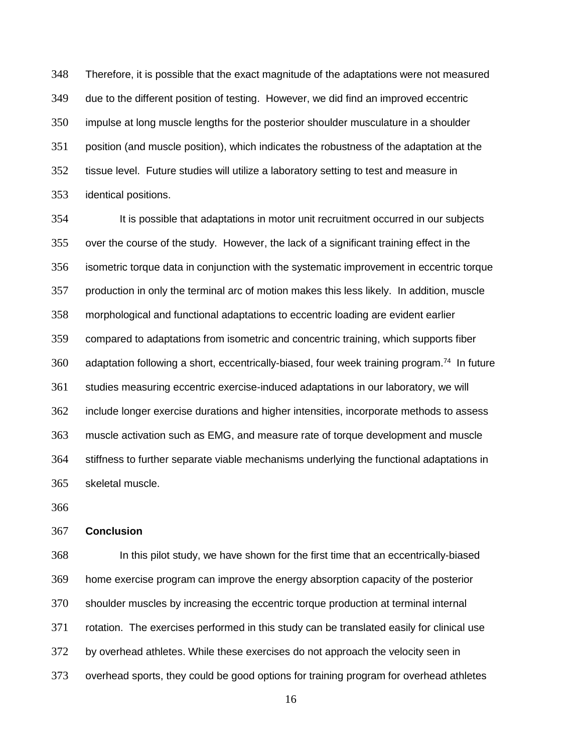Therefore, it is possible that the exact magnitude of the adaptations were not measured due to the different position of testing. However, we did find an improved eccentric impulse at long muscle lengths for the posterior shoulder musculature in a shoulder position (and muscle position), which indicates the robustness of the adaptation at the tissue level. Future studies will utilize a laboratory setting to test and measure in identical positions.

It is possible that adaptations in motor unit recruitment occurred in our subjects over the course of the study. However, the lack of a significant training effect in the isometric torque data in conjunction with the systematic improvement in eccentric torque production in only the terminal arc of motion makes this less likely. In addition, muscle morphological and functional adaptations to eccentric loading are evident earlier compared to adaptations from isometric and concentric training, which supports fiber adaptation following a short, eccentrically-biased, four week training program.[74] In future studies measuring eccentric exercise-induced adaptations in our laboratory, we will include longer exercise durations and higher intensities, incorporate methods to assess muscle activation such as EMG, and measure rate of torque development and muscle stiffness to further separate viable mechanisms underlying the functional adaptations in skeletal muscle.

## Conclusion

In this pilot study, we have shown for the first time that an eccentrically-biased home exercise program can improve the energy absorption capacity of the posterior shoulder muscles by increasing the eccentric torque production at terminal internal rotation. The exercises performed in this study can be translated easily for clinical use by overhead athletes. While these exercises do not approach the velocity seen in overhead sports, they could be good options for training program for overhead athletes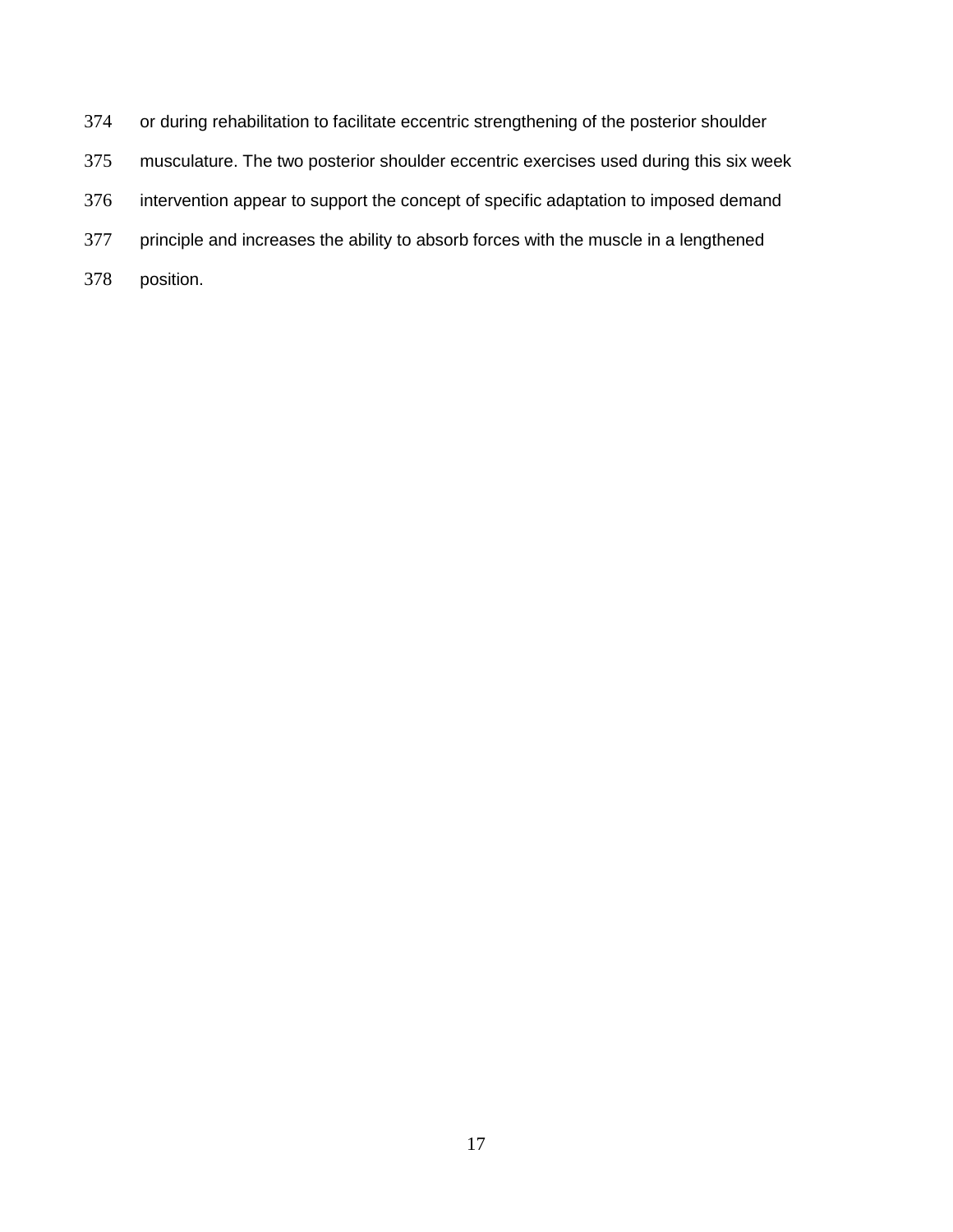or during rehabilitation to facilitate eccentric strengthening of the posterior shoulder musculature. The two posterior shoulder eccentric exercises used during this six week intervention appear to support the concept of specific adaptation to imposed demand principle and increases the ability to absorb forces with the muscle in a lengthened position.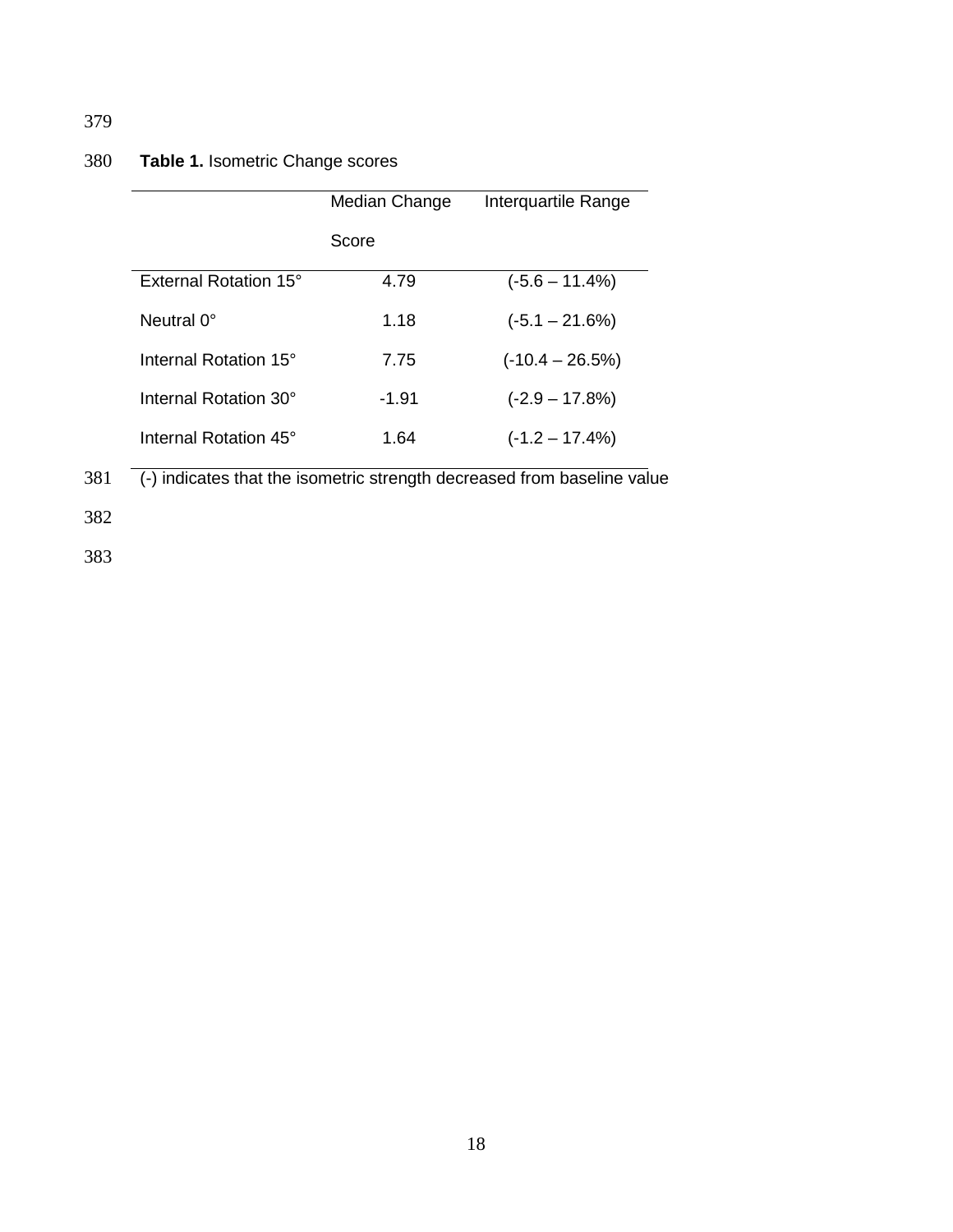**Table 1.** Isometric Change scores

| | Median Change Score | Interquartile Range |
|---|---|---|
| External Rotation 15° | 4.79 | (-5.6 – 11.4%) |
| Neutral 0° | 1.18 | (-5.1 – 21.6%) |
| Internal Rotation 15° | 7.75 | (-10.4 – 26.5%) |
| Internal Rotation 30° | -1.91 | (-2.9 – 17.8%) |
| Internal Rotation 45° | 1.64 | (-1.2 – 17.4%) |

(-) indicates that the isometric strength decreased from baseline value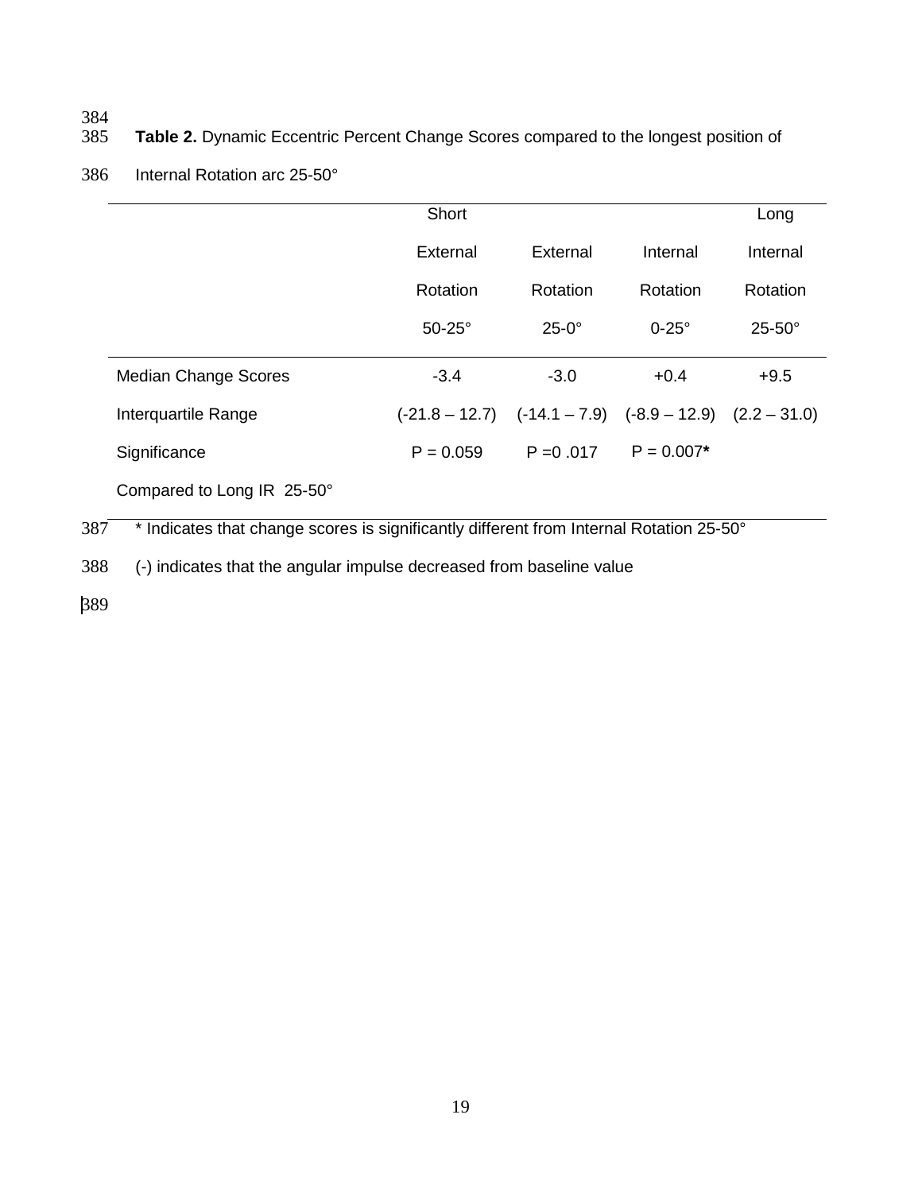**Table 2.** Dynamic Eccentric Percent Change Scores compared to the longest position of Internal Rotation arc 25-50°

| | Short External Rotation 50-25° | External Rotation 25-0° | Internal Rotation 0-25° | Long Internal Rotation 25-50° |
|---|---|---|---|---|
| Median Change Scores | -3.4 | -3.0 | +0.4 | +9.5 |
| Interquartile Range | (-21.8 – 12.7) | (-14.1 – 7.9) | (-8.9 – 12.9) | (2.2 – 31.0) |
| Significance | P = 0.059 | P =0 .017 | P = 0.007* | |
| Compared to Long IR 25-50° | | | | |

* Indicates that change scores is significantly different from Internal Rotation 25-50°

(-) indicates that the angular impulse decreased from baseline value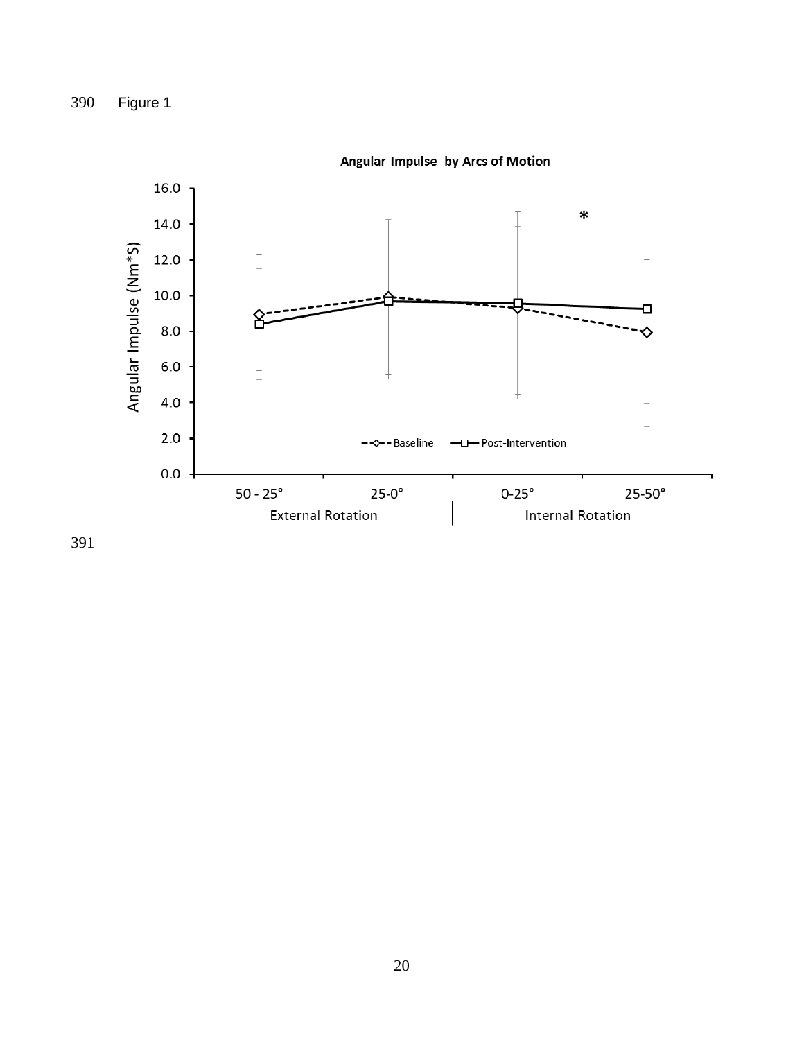Figure 1

**Angular Impulse by Arcs of Motion**

Angular Impulse (Nm*S)

- - ◇ - - Baseline —□— Post-Intervention

| 50 - 25° | 25-0° | 0-25° | 25-50° |
|---|---|---|---|
| External Rotation | | Internal Rotation | |

*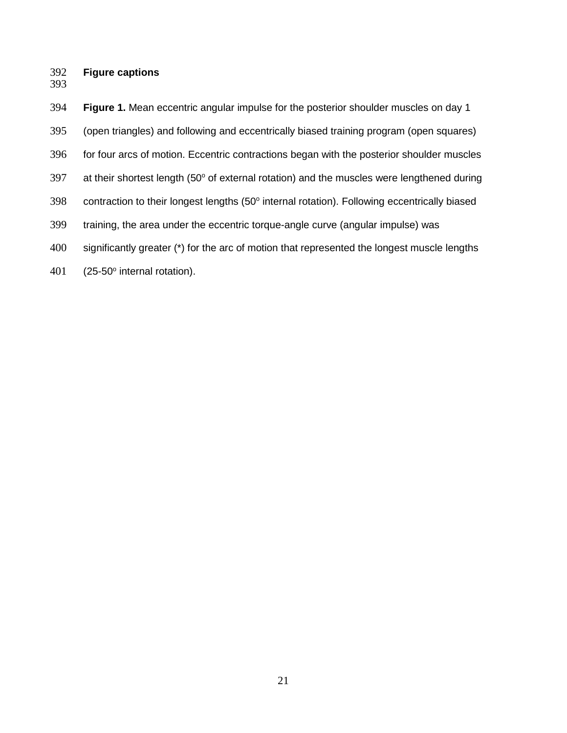## Figure captions

**Figure 1.** Mean eccentric angular impulse for the posterior shoulder muscles on day 1 (open triangles) and following and eccentrically biased training program (open squares) for four arcs of motion. Eccentric contractions began with the posterior shoulder muscles at their shortest length (50$^{o}$ of external rotation) and the muscles were lengthened during contraction to their longest lengths (50$^{o}$ internal rotation). Following eccentrically biased training, the area under the eccentric torque-angle curve (angular impulse) was significantly greater (*) for the arc of motion that represented the longest muscle lengths (25-50$^{o}$ internal rotation).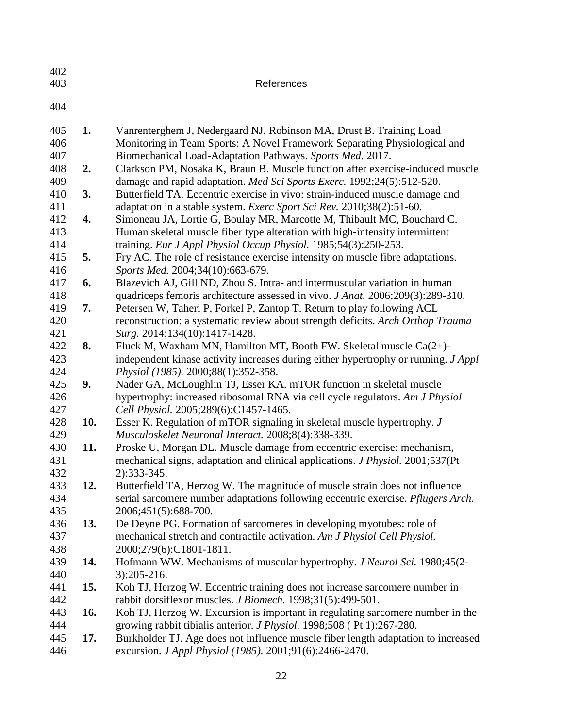# References

1. Vanrenterghem J, Nedergaard NJ, Robinson MA, Drust B. Training Load Monitoring in Team Sports: A Novel Framework Separating Physiological and Biomechanical Load-Adaptation Pathways. *Sports Med.* 2017.
2. Clarkson PM, Nosaka K, Braun B. Muscle function after exercise-induced muscle damage and rapid adaptation. *Med Sci Sports Exerc.* 1992;24(5):512-520.
3. Butterfield TA. Eccentric exercise in vivo: strain-induced muscle damage and adaptation in a stable system. *Exerc Sport Sci Rev.* 2010;38(2):51-60.
4. Simoneau JA, Lortie G, Boulay MR, Marcotte M, Thibault MC, Bouchard C. Human skeletal muscle fiber type alteration with high-intensity intermittent training. *Eur J Appl Physiol Occup Physiol.* 1985;54(3):250-253.
5. Fry AC. The role of resistance exercise intensity on muscle fibre adaptations. *Sports Med.* 2004;34(10):663-679.
6. Blazevich AJ, Gill ND, Zhou S. Intra- and intermuscular variation in human quadriceps femoris architecture assessed in vivo. *J Anat.* 2006;209(3):289-310.
7. Petersen W, Taheri P, Forkel P, Zantop T. Return to play following ACL reconstruction: a systematic review about strength deficits. *Arch Orthop Trauma Surg.* 2014;134(10):1417-1428.
8. Fluck M, Waxham MN, Hamilton MT, Booth FW. Skeletal muscle Ca(2+)-independent kinase activity increases during either hypertrophy or running. *J Appl Physiol (1985).* 2000;88(1):352-358.
9. Nader GA, McLoughlin TJ, Esser KA. mTOR function in skeletal muscle hypertrophy: increased ribosomal RNA via cell cycle regulators. *Am J Physiol Cell Physiol.* 2005;289(6):C1457-1465.
10. Esser K. Regulation of mTOR signaling in skeletal muscle hypertrophy. *J Musculoskelet Neuronal Interact.* 2008;8(4):338-339.
11. Proske U, Morgan DL. Muscle damage from eccentric exercise: mechanism, mechanical signs, adaptation and clinical applications. *J Physiol.* 2001;537(Pt 2):333-345.
12. Butterfield TA, Herzog W. The magnitude of muscle strain does not influence serial sarcomere number adaptations following eccentric exercise. *Pflugers Arch.* 2006;451(5):688-700.
13. De Deyne PG. Formation of sarcomeres in developing myotubes: role of mechanical stretch and contractile activation. *Am J Physiol Cell Physiol.* 2000;279(6):C1801-1811.
14. Hofmann WW. Mechanisms of muscular hypertrophy. *J Neurol Sci.* 1980;45(2-3):205-216.
15. Koh TJ, Herzog W. Eccentric training does not increase sarcomere number in rabbit dorsiflexor muscles. *J Biomech.* 1998;31(5):499-501.
16. Koh TJ, Herzog W. Excursion is important in regulating sarcomere number in the growing rabbit tibialis anterior. *J Physiol.* 1998;508 ( Pt 1):267-280.
17. Burkholder TJ. Age does not influence muscle fiber length adaptation to increased excursion. *J Appl Physiol (1985).* 2001;91(6):2466-2470.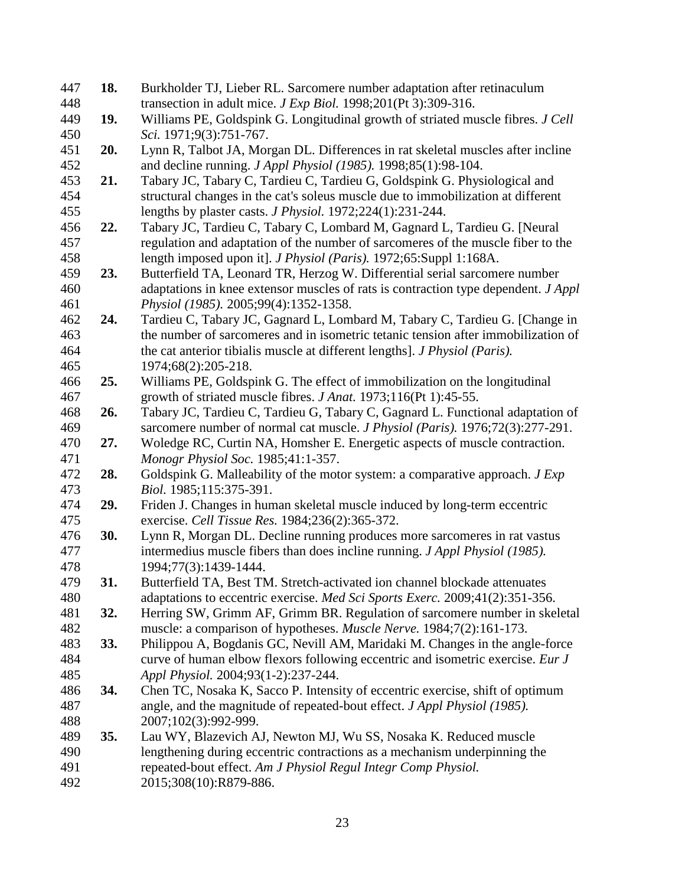18. Burkholder TJ, Lieber RL. Sarcomere number adaptation after retinaculum transection in adult mice. *J Exp Biol.* 1998;201(Pt 3):309-316.
19. Williams PE, Goldspink G. Longitudinal growth of striated muscle fibres. *J Cell Sci.* 1971;9(3):751-767.
20. Lynn R, Talbot JA, Morgan DL. Differences in rat skeletal muscles after incline and decline running. *J Appl Physiol (1985).* 1998;85(1):98-104.
21. Tabary JC, Tabary C, Tardieu C, Tardieu G, Goldspink G. Physiological and structural changes in the cat's soleus muscle due to immobilization at different lengths by plaster casts. *J Physiol.* 1972;224(1):231-244.
22. Tabary JC, Tardieu C, Tabary C, Lombard M, Gagnard L, Tardieu G. [Neural regulation and adaptation of the number of sarcomeres of the muscle fiber to the length imposed upon it]. *J Physiol (Paris).* 1972;65:Suppl 1:168A.
23. Butterfield TA, Leonard TR, Herzog W. Differential serial sarcomere number adaptations in knee extensor muscles of rats is contraction type dependent. *J Appl Physiol (1985).* 2005;99(4):1352-1358.
24. Tardieu C, Tabary JC, Gagnard L, Lombard M, Tabary C, Tardieu G. [Change in the number of sarcomeres and in isometric tetanic tension after immobilization of the cat anterior tibialis muscle at different lengths]. *J Physiol (Paris).* 1974;68(2):205-218.
25. Williams PE, Goldspink G. The effect of immobilization on the longitudinal growth of striated muscle fibres. *J Anat.* 1973;116(Pt 1):45-55.
26. Tabary JC, Tardieu C, Tardieu G, Tabary C, Gagnard L. Functional adaptation of sarcomere number of normal cat muscle. *J Physiol (Paris).* 1976;72(3):277-291.
27. Woledge RC, Curtin NA, Homsher E. Energetic aspects of muscle contraction. *Monogr Physiol Soc.* 1985;41:1-357.
28. Goldspink G. Malleability of the motor system: a comparative approach. *J Exp Biol.* 1985;115:375-391.
29. Friden J. Changes in human skeletal muscle induced by long-term eccentric exercise. *Cell Tissue Res.* 1984;236(2):365-372.
30. Lynn R, Morgan DL. Decline running produces more sarcomeres in rat vastus intermedius muscle fibers than does incline running. *J Appl Physiol (1985).* 1994;77(3):1439-1444.
31. Butterfield TA, Best TM. Stretch-activated ion channel blockade attenuates adaptations to eccentric exercise. *Med Sci Sports Exerc.* 2009;41(2):351-356.
32. Herring SW, Grimm AF, Grimm BR. Regulation of sarcomere number in skeletal muscle: a comparison of hypotheses. *Muscle Nerve.* 1984;7(2):161-173.
33. Philippou A, Bogdanis GC, Nevill AM, Maridaki M. Changes in the angle-force curve of human elbow flexors following eccentric and isometric exercise. *Eur J Appl Physiol.* 2004;93(1-2):237-244.
34. Chen TC, Nosaka K, Sacco P. Intensity of eccentric exercise, shift of optimum angle, and the magnitude of repeated-bout effect. *J Appl Physiol (1985).* 2007;102(3):992-999.
35. Lau WY, Blazevich AJ, Newton MJ, Wu SS, Nosaka K. Reduced muscle lengthening during eccentric contractions as a mechanism underpinning the repeated-bout effect. *Am J Physiol Regul Integr Comp Physiol.* 2015;308(10):R879-886.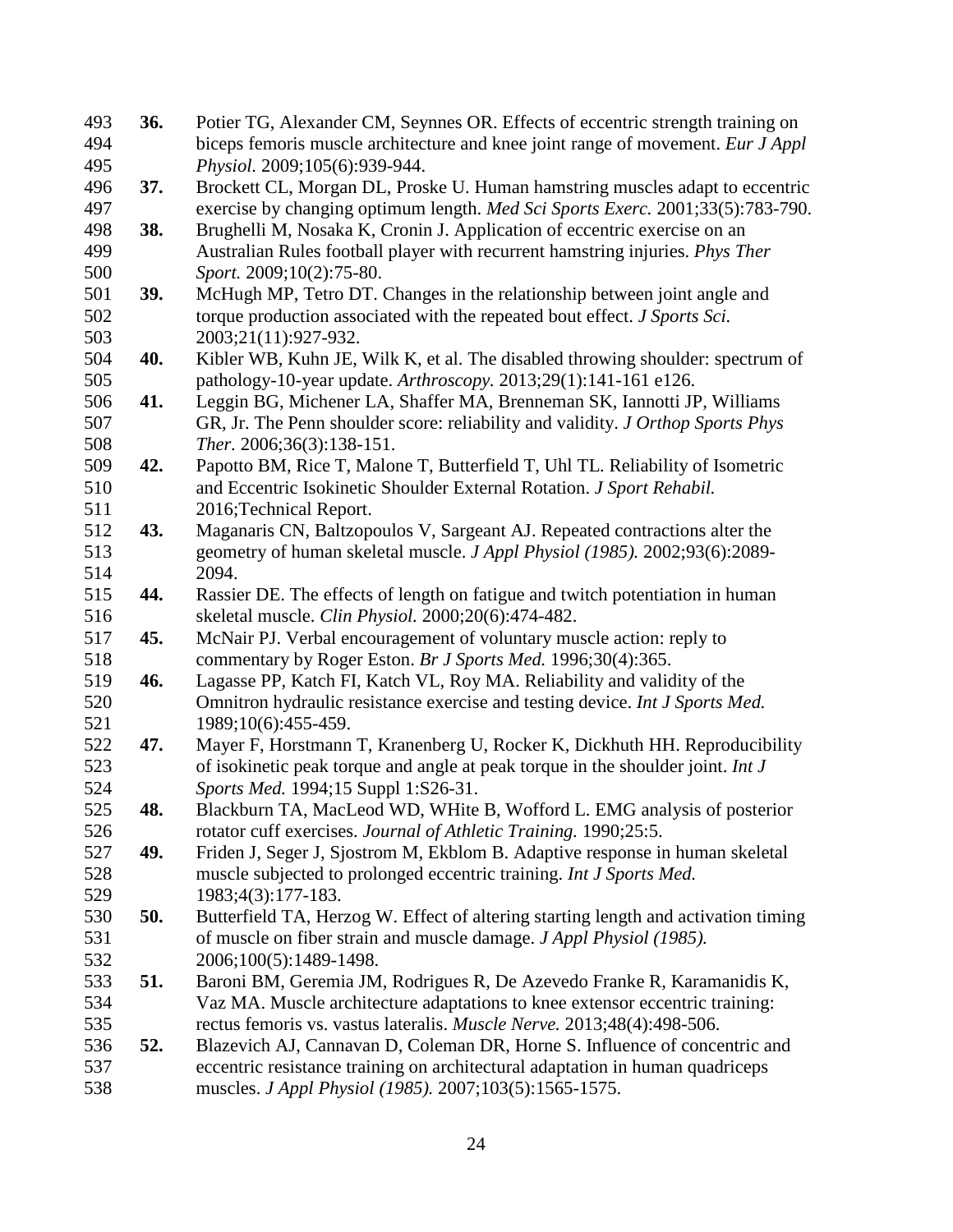36. Potier TG, Alexander CM, Seynnes OR. Effects of eccentric strength training on biceps femoris muscle architecture and knee joint range of movement. *Eur J Appl Physiol.* 2009;105(6):939-944.
37. Brockett CL, Morgan DL, Proske U. Human hamstring muscles adapt to eccentric exercise by changing optimum length. *Med Sci Sports Exerc.* 2001;33(5):783-790.
38. Brughelli M, Nosaka K, Cronin J. Application of eccentric exercise on an Australian Rules football player with recurrent hamstring injuries. *Phys Ther Sport.* 2009;10(2):75-80.
39. McHugh MP, Tetro DT. Changes in the relationship between joint angle and torque production associated with the repeated bout effect. *J Sports Sci.* 2003;21(11):927-932.
40. Kibler WB, Kuhn JE, Wilk K, et al. The disabled throwing shoulder: spectrum of pathology-10-year update. *Arthroscopy.* 2013;29(1):141-161 e126.
41. Leggin BG, Michener LA, Shaffer MA, Brenneman SK, Iannotti JP, Williams GR, Jr. The Penn shoulder score: reliability and validity. *J Orthop Sports Phys Ther.* 2006;36(3):138-151.
42. Papotto BM, Rice T, Malone T, Butterfield T, Uhl TL. Reliability of Isometric and Eccentric Isokinetic Shoulder External Rotation. *J Sport Rehabil.* 2016;Technical Report.
43. Maganaris CN, Baltzopoulos V, Sargeant AJ. Repeated contractions alter the geometry of human skeletal muscle. *J Appl Physiol (1985).* 2002;93(6):2089-2094.
44. Rassier DE. The effects of length on fatigue and twitch potentiation in human skeletal muscle. *Clin Physiol.* 2000;20(6):474-482.
45. McNair PJ. Verbal encouragement of voluntary muscle action: reply to commentary by Roger Eston. *Br J Sports Med.* 1996;30(4):365.
46. Lagasse PP, Katch FI, Katch VL, Roy MA. Reliability and validity of the Omnitron hydraulic resistance exercise and testing device. *Int J Sports Med.* 1989;10(6):455-459.
47. Mayer F, Horstmann T, Kranenberg U, Rocker K, Dickhuth HH. Reproducibility of isokinetic peak torque and angle at peak torque in the shoulder joint. *Int J Sports Med.* 1994;15 Suppl 1:S26-31.
48. Blackburn TA, MacLeod WD, WHite B, Wofford L. EMG analysis of posterior rotator cuff exercises. *Journal of Athletic Training.* 1990;25:5.
49. Friden J, Seger J, Sjostrom M, Ekblom B. Adaptive response in human skeletal muscle subjected to prolonged eccentric training. *Int J Sports Med.* 1983;4(3):177-183.
50. Butterfield TA, Herzog W. Effect of altering starting length and activation timing of muscle on fiber strain and muscle damage. *J Appl Physiol (1985).* 2006;100(5):1489-1498.
51. Baroni BM, Geremia JM, Rodrigues R, De Azevedo Franke R, Karamanidis K, Vaz MA. Muscle architecture adaptations to knee extensor eccentric training: rectus femoris vs. vastus lateralis. *Muscle Nerve.* 2013;48(4):498-506.
52. Blazevich AJ, Cannavan D, Coleman DR, Horne S. Influence of concentric and eccentric resistance training on architectural adaptation in human quadriceps muscles. *J Appl Physiol (1985).* 2007;103(5):1565-1575.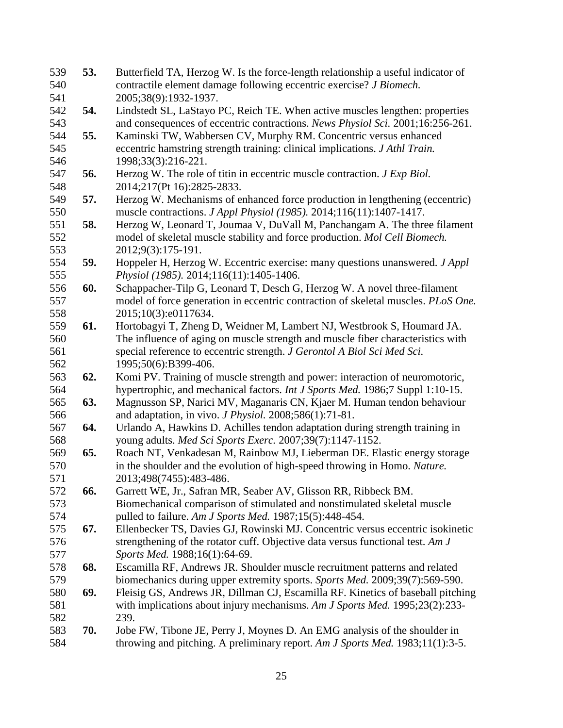**53.** Butterfield TA, Herzog W. Is the force-length relationship a useful indicator of contractile element damage following eccentric exercise? *J Biomech.* 2005;38(9):1932-1937.

**54.** Lindstedt SL, LaStayo PC, Reich TE. When active muscles lengthen: properties and consequences of eccentric contractions. *News Physiol Sci.* 2001;16:256-261.

**55.** Kaminski TW, Wabbersen CV, Murphy RM. Concentric versus enhanced eccentric hamstring strength training: clinical implications. *J Athl Train.* 1998;33(3):216-221.

**56.** Herzog W. The role of titin in eccentric muscle contraction. *J Exp Biol.* 2014;217(Pt 16):2825-2833.

**57.** Herzog W. Mechanisms of enhanced force production in lengthening (eccentric) muscle contractions. *J Appl Physiol (1985).* 2014;116(11):1407-1417.

**58.** Herzog W, Leonard T, Joumaa V, DuVall M, Panchangam A. The three filament model of skeletal muscle stability and force production. *Mol Cell Biomech.* 2012;9(3):175-191.

**59.** Hoppeler H, Herzog W. Eccentric exercise: many questions unanswered. *J Appl Physiol (1985).* 2014;116(11):1405-1406.

**60.** Schappacher-Tilp G, Leonard T, Desch G, Herzog W. A novel three-filament model of force generation in eccentric contraction of skeletal muscles. *PLoS One.* 2015;10(3):e0117634.

**61.** Hortobagyi T, Zheng D, Weidner M, Lambert NJ, Westbrook S, Houmard JA. The influence of aging on muscle strength and muscle fiber characteristics with special reference to eccentric strength. *J Gerontol A Biol Sci Med Sci.* 1995;50(6):B399-406.

**62.** Komi PV. Training of muscle strength and power: interaction of neuromotoric, hypertrophic, and mechanical factors. *Int J Sports Med.* 1986;7 Suppl 1:10-15.

**63.** Magnusson SP, Narici MV, Maganaris CN, Kjaer M. Human tendon behaviour and adaptation, in vivo. *J Physiol.* 2008;586(1):71-81.

**64.** Urlando A, Hawkins D. Achilles tendon adaptation during strength training in young adults. *Med Sci Sports Exerc.* 2007;39(7):1147-1152.

**65.** Roach NT, Venkadesan M, Rainbow MJ, Lieberman DE. Elastic energy storage in the shoulder and the evolution of high-speed throwing in Homo. *Nature.* 2013;498(7455):483-486.

**66.** Garrett WE, Jr., Safran MR, Seaber AV, Glisson RR, Ribbeck BM. Biomechanical comparison of stimulated and nonstimulated skeletal muscle pulled to failure. *Am J Sports Med.* 1987;15(5):448-454.

**67.** Ellenbecker TS, Davies GJ, Rowinski MJ. Concentric versus eccentric isokinetic strengthening of the rotator cuff. Objective data versus functional test. *Am J Sports Med.* 1988;16(1):64-69.

**68.** Escamilla RF, Andrews JR. Shoulder muscle recruitment patterns and related biomechanics during upper extremity sports. *Sports Med.* 2009;39(7):569-590.

**69.** Fleisig GS, Andrews JR, Dillman CJ, Escamilla RF. Kinetics of baseball pitching with implications about injury mechanisms. *Am J Sports Med.* 1995;23(2):233-239.

**70.** Jobe FW, Tibone JE, Perry J, Moynes D. An EMG analysis of the shoulder in throwing and pitching. A preliminary report. *Am J Sports Med.* 1983;11(1):3-5.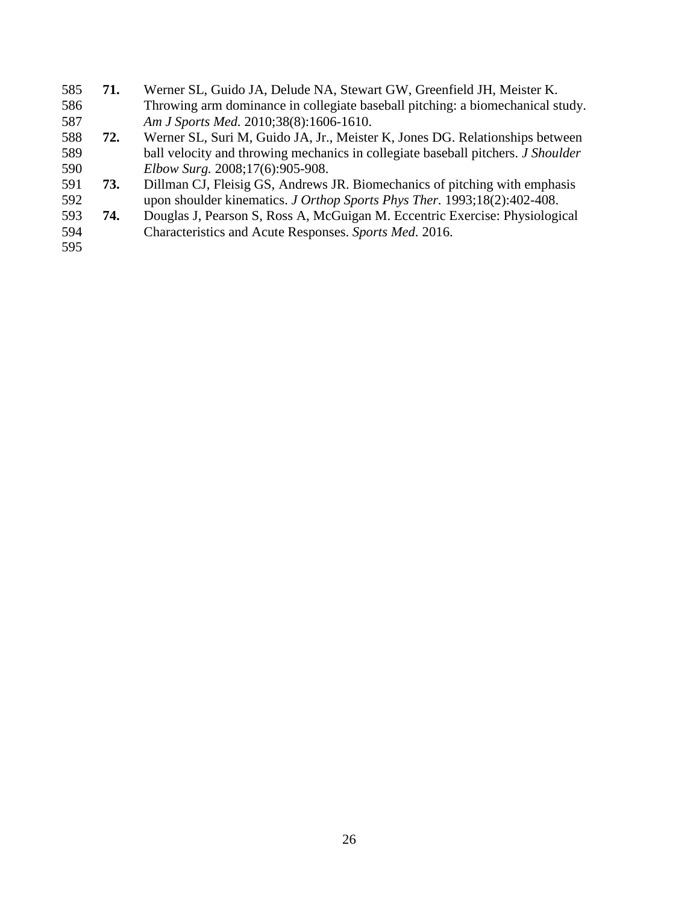71. Werner SL, Guido JA, Delude NA, Stewart GW, Greenfield JH, Meister K. Throwing arm dominance in collegiate baseball pitching: a biomechanical study. *Am J Sports Med.* 2010;38(8):1606-1610.
72. Werner SL, Suri M, Guido JA, Jr., Meister K, Jones DG. Relationships between ball velocity and throwing mechanics in collegiate baseball pitchers. *J Shoulder Elbow Surg.* 2008;17(6):905-908.
73. Dillman CJ, Fleisig GS, Andrews JR. Biomechanics of pitching with emphasis upon shoulder kinematics. *J Orthop Sports Phys Ther.* 1993;18(2):402-408.
74. Douglas J, Pearson S, Ross A, McGuigan M. Eccentric Exercise: Physiological Characteristics and Acute Responses. *Sports Med.* 2016.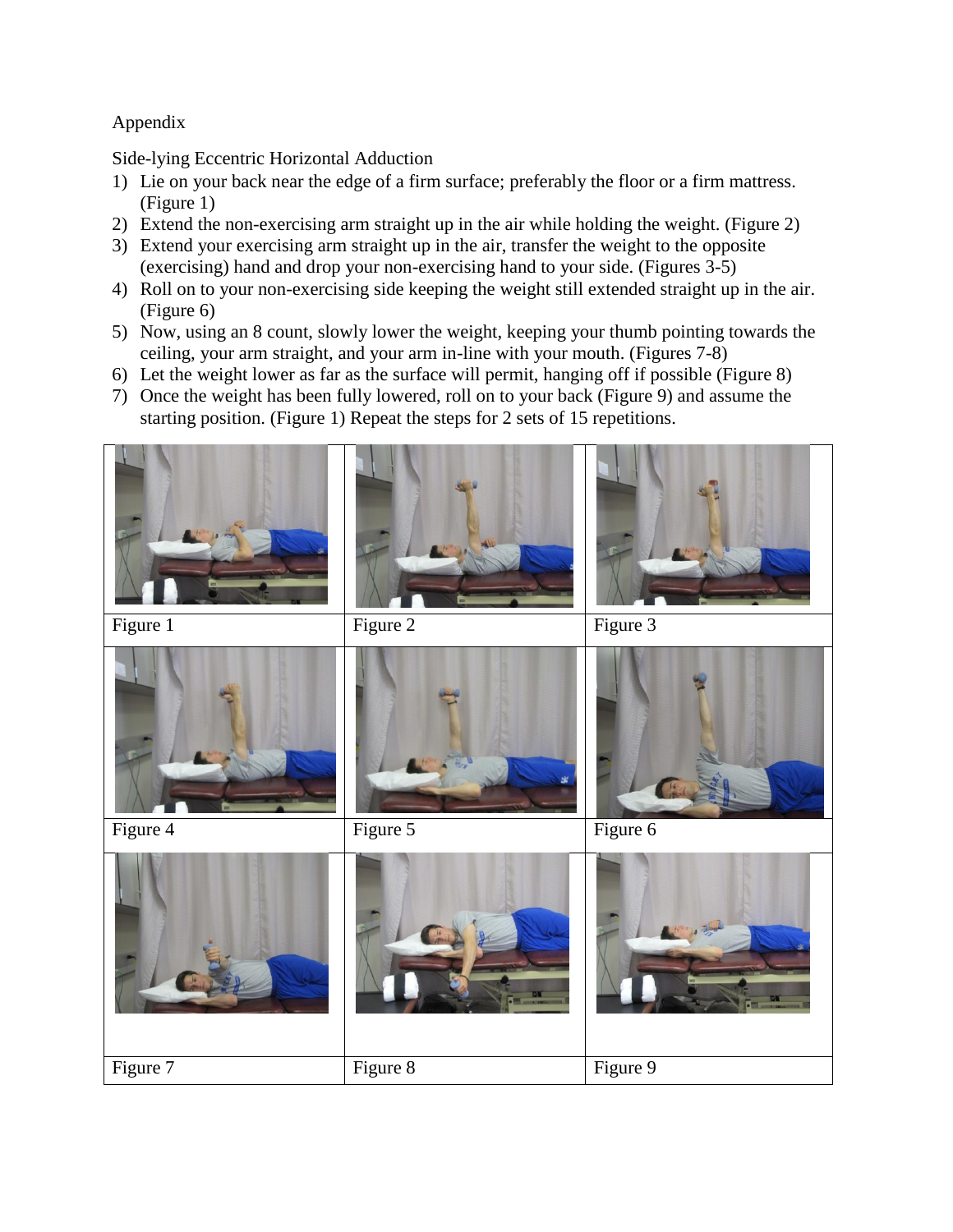Appendix

Side-lying Eccentric Horizontal Adduction

1) Lie on your back near the edge of a firm surface; preferably the floor or a firm mattress. (Figure 1)
2) Extend the non-exercising arm straight up in the air while holding the weight. (Figure 2)
3) Extend your exercising arm straight up in the air, transfer the weight to the opposite (exercising) hand and drop your non-exercising hand to your side. (Figures 3-5)
4) Roll on to your non-exercising side keeping the weight still extended straight up in the air. (Figure 6)
5) Now, using an 8 count, slowly lower the weight, keeping your thumb pointing towards the ceiling, your arm straight, and your arm in-line with your mouth. (Figures 7-8)
6) Let the weight lower as far as the surface will permit, hanging off if possible (Figure 8)
7) Once the weight has been fully lowered, roll on to your back (Figure 9) and assume the starting position. (Figure 1) Repeat the steps for 2 sets of 15 repetitions.

| | | |
|---|---|---|
| Figure 1 | Figure 2 | Figure 3 |
| Figure 4 | Figure 5 | Figure 6 |
| Figure 7 | Figure 8 | Figure 9 |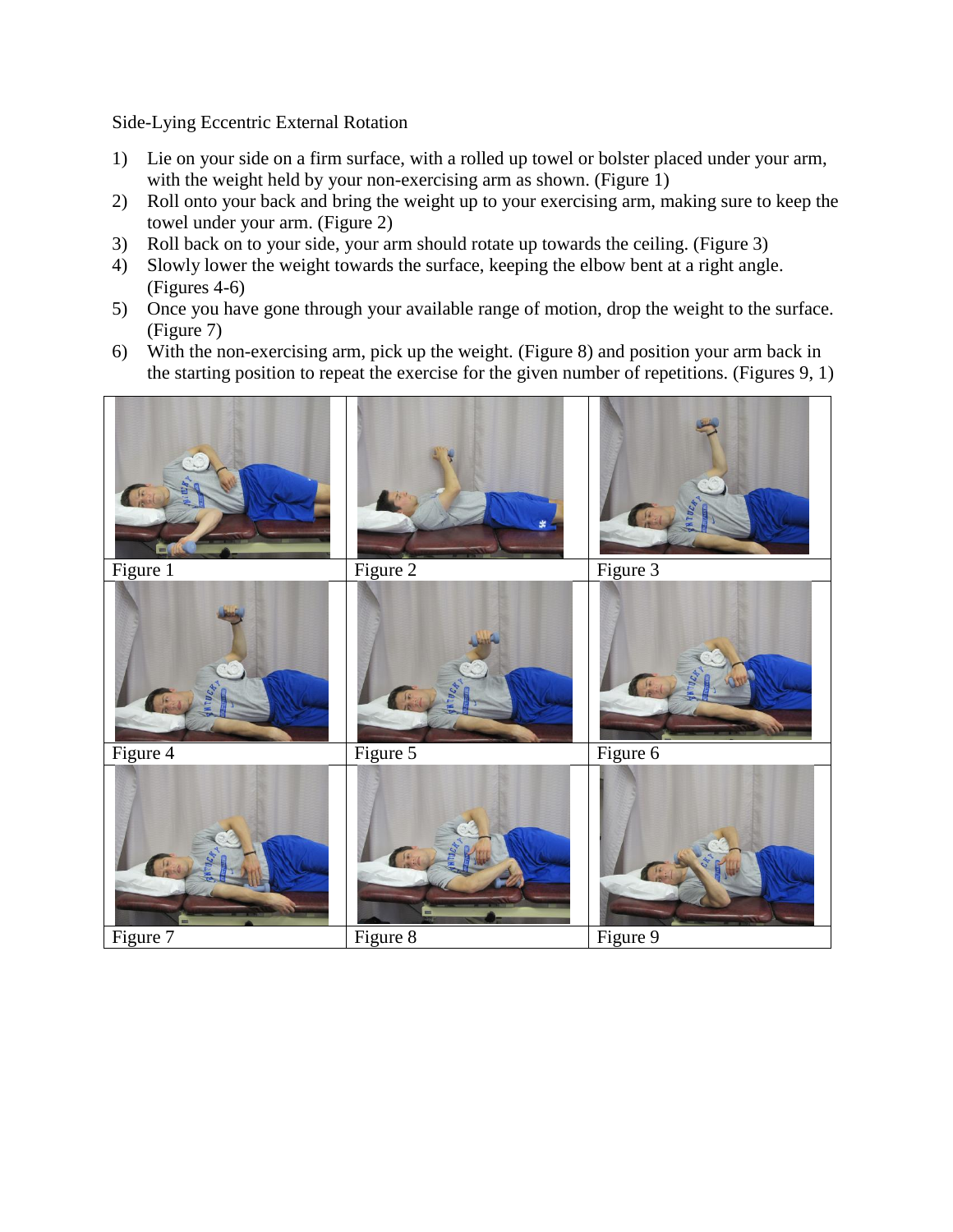Side-Lying Eccentric External Rotation

1) Lie on your side on a firm surface, with a rolled up towel or bolster placed under your arm, with the weight held by your non-exercising arm as shown. (Figure 1)
2) Roll onto your back and bring the weight up to your exercising arm, making sure to keep the towel under your arm. (Figure 2)
3) Roll back on to your side, your arm should rotate up towards the ceiling. (Figure 3)
4) Slowly lower the weight towards the surface, keeping the elbow bent at a right angle. (Figures 4-6)
5) Once you have gone through your available range of motion, drop the weight to the surface. (Figure 7)
6) With the non-exercising arm, pick up the weight. (Figure 8) and position your arm back in the starting position to repeat the exercise for the given number of repetitions. (Figures 9, 1)

| | | |
|---|---|---|
| Figure 1 | Figure 2 | Figure 3 |
| Figure 4 | Figure 5 | Figure 6 |
| Figure 7 | Figure 8 | Figure 9 |